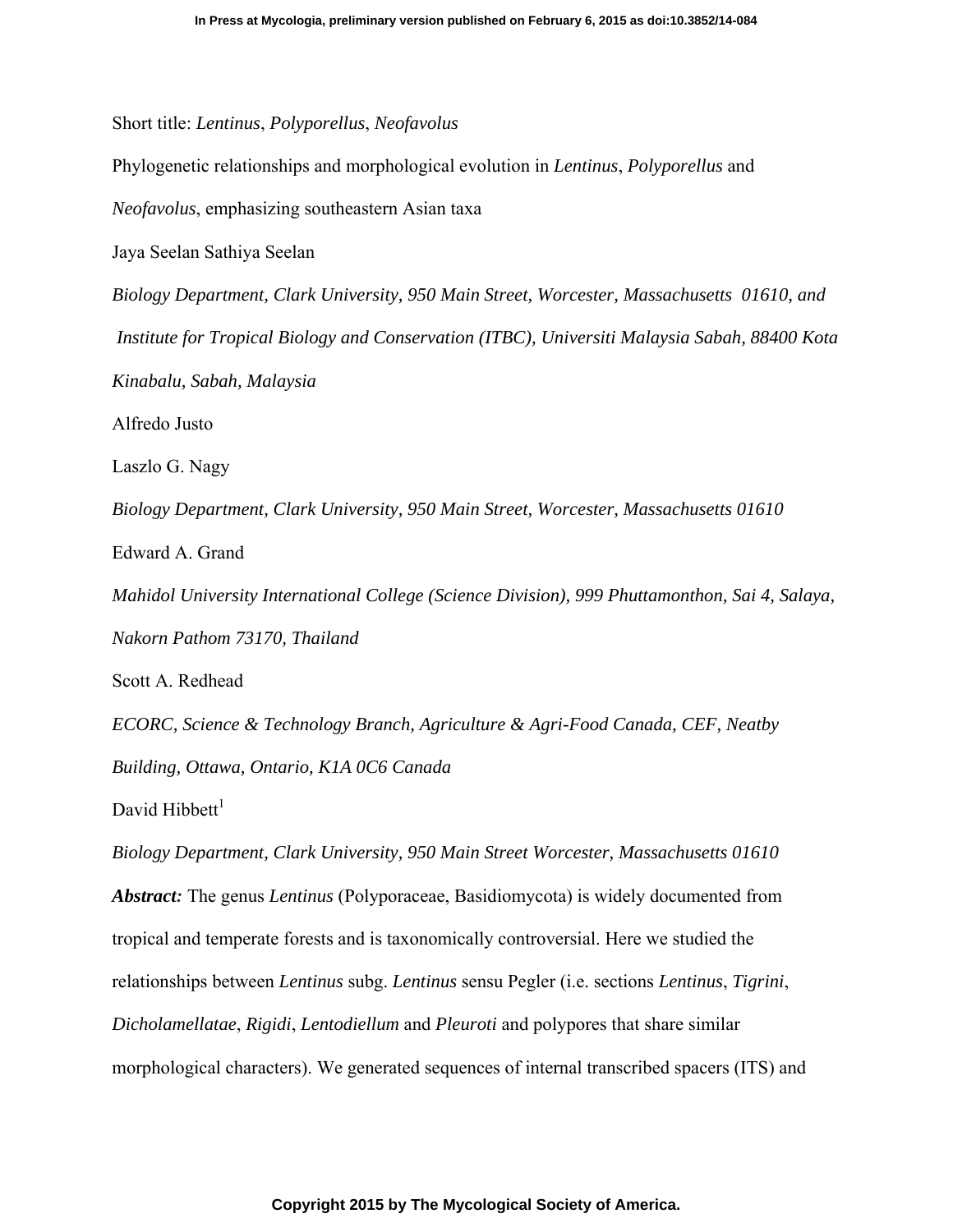Short title: *Lentinus*, *Polyporellus*, *Neofavolus*

# Phylogenetic relationships and morphological evolution in *Lentinus*, *Polyporellus* and *Neofavolus*, emphasizing southeastern Asian taxa

Jaya Seelan Sathiya Seelan

*Biology Department, Clark University, 950 Main Street, Worcester, Massachusetts 01610, and Institute for Tropical Biology and Conservation (ITBC), Universiti Malaysia Sabah, 88400 Kota Kinabalu, Sabah, Malaysia*

Alfredo Justo

Laszlo G. Nagy

*Biology Department, Clark University, 950 Main Street, Worcester, Massachusetts 01610*

Edward A. Grand

*Mahidol University International College (Science Division), 999 Phuttamonthon, Sai 4, Salaya, Nakorn Pathom 73170, Thailand*

Scott A. Redhead

*ECORC, Science & Technology Branch, Agriculture & Agri-Food Canada, CEF, Neatby Building, Ottawa, Ontario, K1A 0C6 Canada*

David Hibbett[1]

*Biology Department, Clark University, 950 Main Street Worcester, Massachusetts 01610*

***Abstract:*** The genus *Lentinus* (Polyporaceae, Basidiomycota) is widely documented from tropical and temperate forests and is taxonomically controversial. Here we studied the relationships between *Lentinus* subg. *Lentinus* sensu Pegler (i.e. sections *Lentinus*, *Tigrini*, *Dicholamellatae*, *Rigidi*, *Lentodiellum* and *Pleuroti* and polypores that share similar morphological characters). We generated sequences of internal transcribed spacers (ITS) and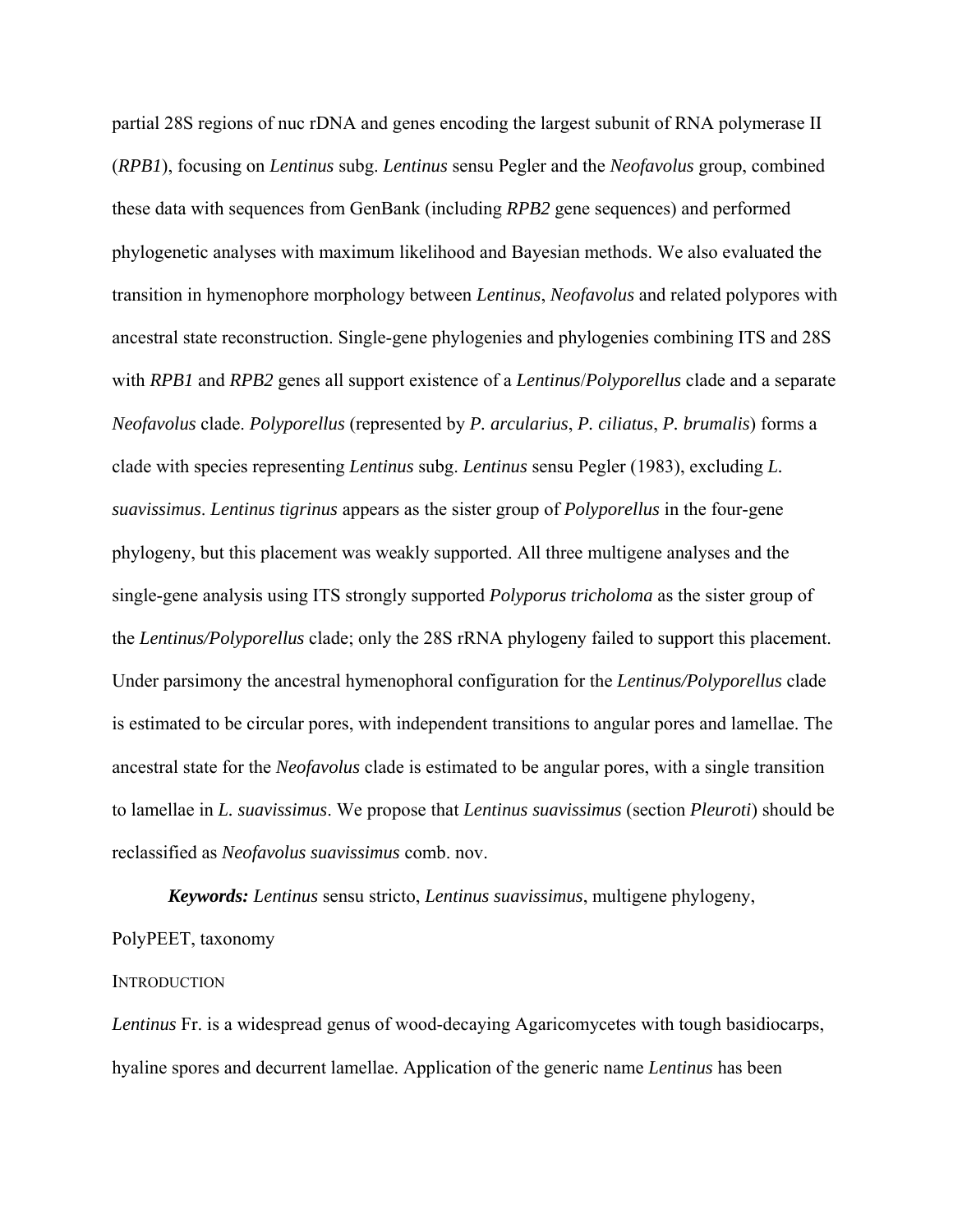partial 28S regions of nuc rDNA and genes encoding the largest subunit of RNA polymerase II (*RPB1*), focusing on *Lentinus* subg. *Lentinus* sensu Pegler and the *Neofavolus* group, combined these data with sequences from GenBank (including *RPB2* gene sequences) and performed phylogenetic analyses with maximum likelihood and Bayesian methods. We also evaluated the transition in hymenophore morphology between *Lentinus*, *Neofavolus* and related polypores with ancestral state reconstruction. Single-gene phylogenies and phylogenies combining ITS and 28S with *RPB1* and *RPB2* genes all support existence of a *Lentinus*/*Polyporellus* clade and a separate *Neofavolus* clade. *Polyporellus* (represented by *P. arcularius*, *P. ciliatus*, *P. brumalis*) forms a clade with species representing *Lentinus* subg. *Lentinus* sensu Pegler (1983), excluding *L. suavissimus*. *Lentinus tigrinus* appears as the sister group of *Polyporellus* in the four-gene phylogeny, but this placement was weakly supported. All three multigene analyses and the single-gene analysis using ITS strongly supported *Polyporus tricholoma* as the sister group of the *Lentinus/Polyporellus* clade; only the 28S rRNA phylogeny failed to support this placement. Under parsimony the ancestral hymenophoral configuration for the *Lentinus/Polyporellus* clade is estimated to be circular pores, with independent transitions to angular pores and lamellae. The ancestral state for the *Neofavolus* clade is estimated to be angular pores, with a single transition to lamellae in *L. suavissimus*. We propose that *Lentinus suavissimus* (section *Pleuroti*) should be reclassified as *Neofavolus suavissimus* comb. nov.

***Keywords:*** *Lentinus* sensu stricto, *Lentinus suavissimus*, multigene phylogeny, PolyPEET, taxonomy

## INTRODUCTION

*Lentinus* Fr. is a widespread genus of wood-decaying Agaricomycetes with tough basidiocarps, hyaline spores and decurrent lamellae. Application of the generic name *Lentinus* has been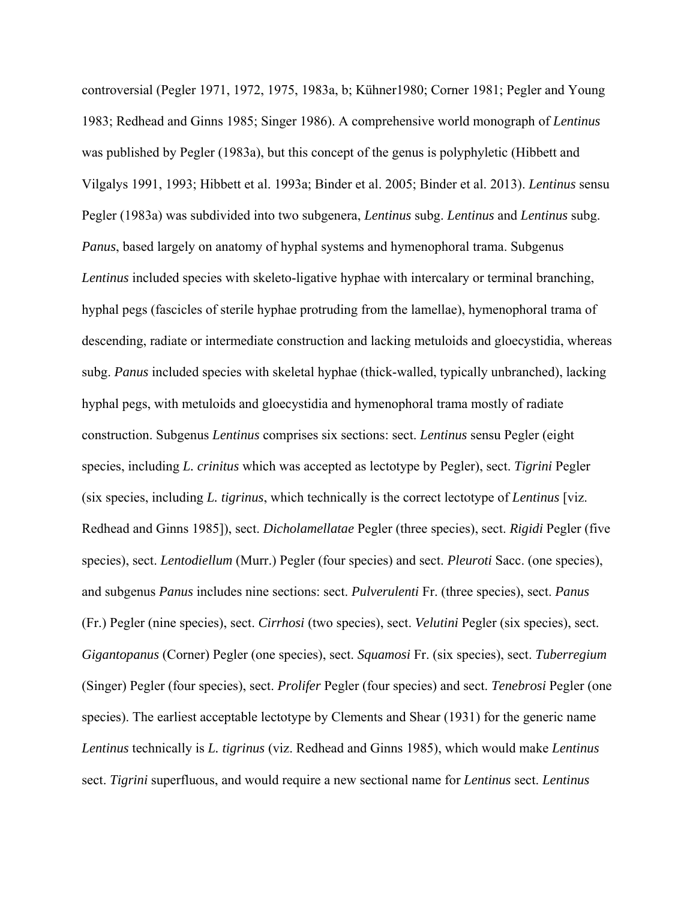controversial (Pegler 1971, 1972, 1975, 1983a, b; Kühner1980; Corner 1981; Pegler and Young 1983; Redhead and Ginns 1985; Singer 1986). A comprehensive world monograph of *Lentinus* was published by Pegler (1983a), but this concept of the genus is polyphyletic (Hibbett and Vilgalys 1991, 1993; Hibbett et al. 1993a; Binder et al. 2005; Binder et al. 2013). *Lentinus* sensu Pegler (1983a) was subdivided into two subgenera, *Lentinus* subg. *Lentinus* and *Lentinus* subg. *Panus*, based largely on anatomy of hyphal systems and hymenophoral trama. Subgenus *Lentinus* included species with skeleto-ligative hyphae with intercalary or terminal branching, hyphal pegs (fascicles of sterile hyphae protruding from the lamellae), hymenophoral trama of descending, radiate or intermediate construction and lacking metuloids and gloecystidia, whereas subg. *Panus* included species with skeletal hyphae (thick-walled, typically unbranched), lacking hyphal pegs, with metuloids and gloecystidia and hymenophoral trama mostly of radiate construction. Subgenus *Lentinus* comprises six sections: sect. *Lentinus* sensu Pegler (eight species, including *L. crinitus* which was accepted as lectotype by Pegler), sect. *Tigrini* Pegler (six species, including *L. tigrinus*, which technically is the correct lectotype of *Lentinus* [viz. Redhead and Ginns 1985]), sect. *Dicholamellatae* Pegler (three species), sect. *Rigidi* Pegler (five species), sect. *Lentodiellum* (Murr.) Pegler (four species) and sect. *Pleuroti* Sacc. (one species), and subgenus *Panus* includes nine sections: sect. *Pulverulenti* Fr. (three species), sect. *Panus* (Fr.) Pegler (nine species), sect. *Cirrhosi* (two species), sect. *Velutini* Pegler (six species), sect. *Gigantopanus* (Corner) Pegler (one species), sect. *Squamosi* Fr. (six species), sect. *Tuberregium* (Singer) Pegler (four species), sect. *Prolifer* Pegler (four species) and sect. *Tenebrosi* Pegler (one species). The earliest acceptable lectotype by Clements and Shear (1931) for the generic name *Lentinus* technically is *L. tigrinus* (viz. Redhead and Ginns 1985), which would make *Lentinus* sect. *Tigrini* superfluous, and would require a new sectional name for *Lentinus* sect. *Lentinus*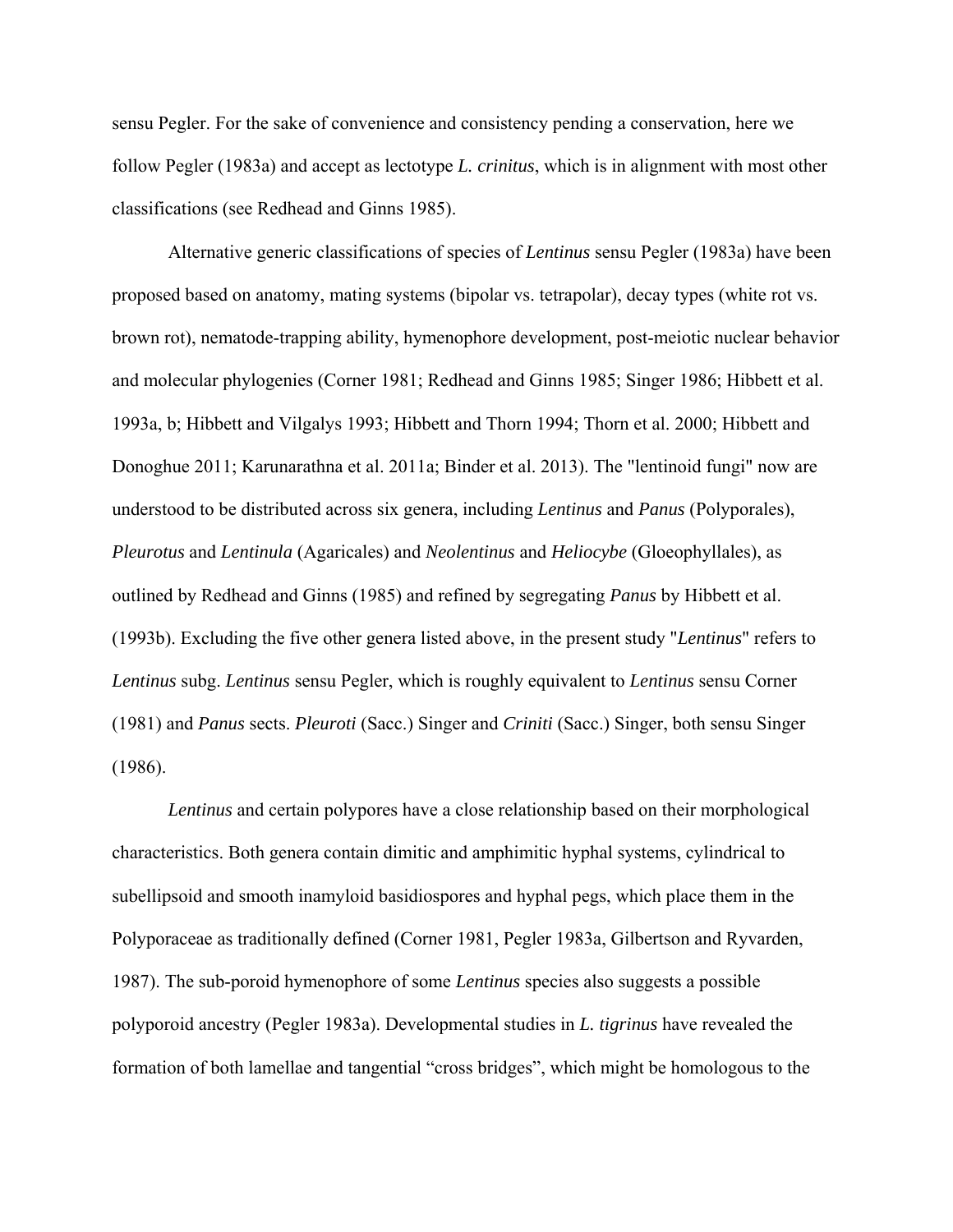sensu Pegler. For the sake of convenience and consistency pending a conservation, here we follow Pegler (1983a) and accept as lectotype *L. crinitus*, which is in alignment with most other classifications (see Redhead and Ginns 1985).

Alternative generic classifications of species of *Lentinus* sensu Pegler (1983a) have been proposed based on anatomy, mating systems (bipolar vs. tetrapolar), decay types (white rot vs. brown rot), nematode-trapping ability, hymenophore development, post-meiotic nuclear behavior and molecular phylogenies (Corner 1981; Redhead and Ginns 1985; Singer 1986; Hibbett et al. 1993a, b; Hibbett and Vilgalys 1993; Hibbett and Thorn 1994; Thorn et al. 2000; Hibbett and Donoghue 2011; Karunarathna et al. 2011a; Binder et al. 2013). The "lentinoid fungi" now are understood to be distributed across six genera, including *Lentinus* and *Panus* (Polyporales), *Pleurotus* and *Lentinula* (Agaricales) and *Neolentinus* and *Heliocybe* (Gloeophyllales), as outlined by Redhead and Ginns (1985) and refined by segregating *Panus* by Hibbett et al. (1993b). Excluding the five other genera listed above, in the present study "*Lentinus*" refers to *Lentinus* subg. *Lentinus* sensu Pegler, which is roughly equivalent to *Lentinus* sensu Corner (1981) and *Panus* sects. *Pleuroti* (Sacc.) Singer and *Criniti* (Sacc.) Singer, both sensu Singer (1986).

*Lentinus* and certain polypores have a close relationship based on their morphological characteristics. Both genera contain dimitic and amphimitic hyphal systems, cylindrical to subellipsoid and smooth inamyloid basidiospores and hyphal pegs, which place them in the Polyporaceae as traditionally defined (Corner 1981, Pegler 1983a, Gilbertson and Ryvarden, 1987). The sub-poroid hymenophore of some *Lentinus* species also suggests a possible polyporoid ancestry (Pegler 1983a). Developmental studies in *L. tigrinus* have revealed the formation of both lamellae and tangential “cross bridges”, which might be homologous to the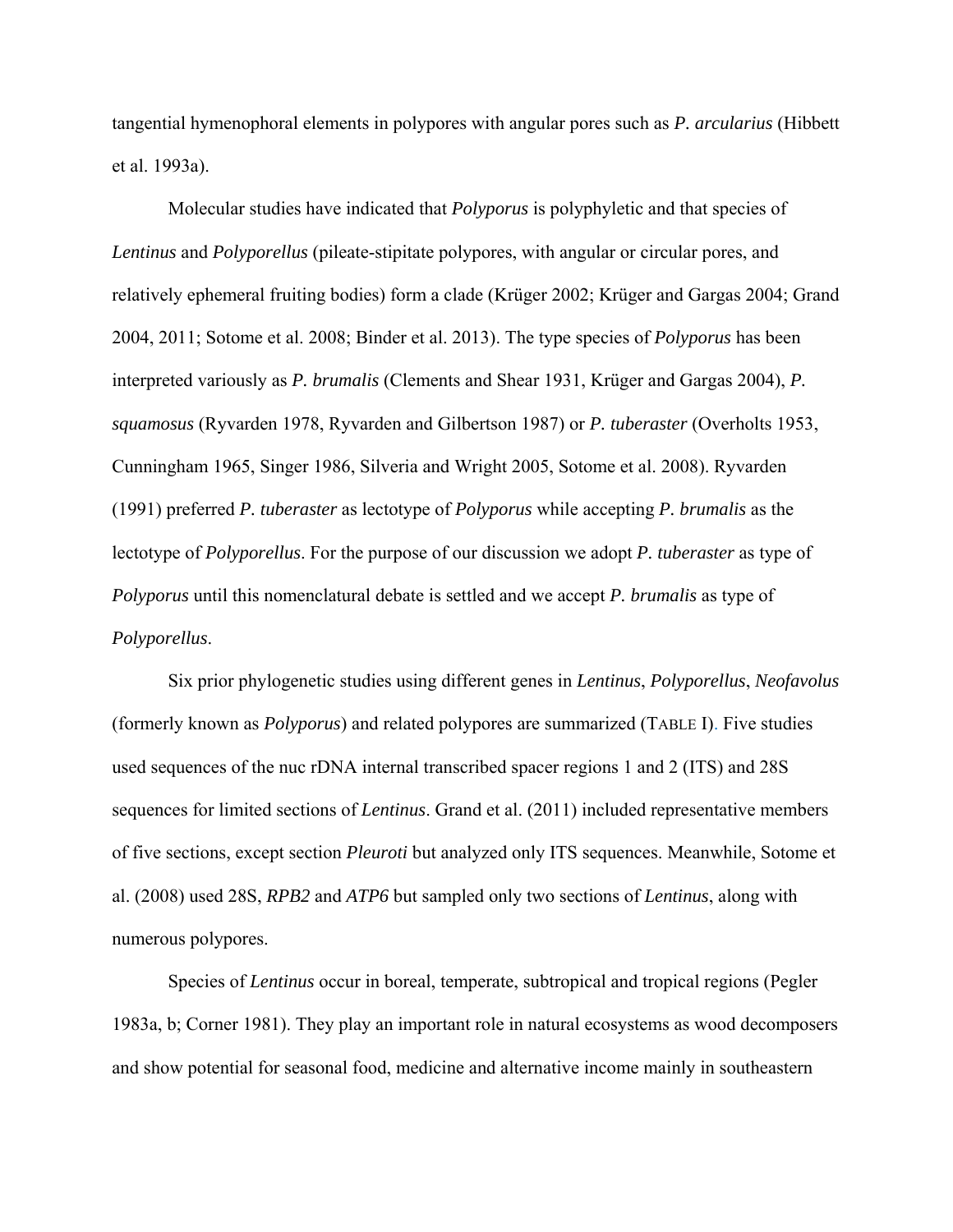tangential hymenophoral elements in polypores with angular pores such as *P. arcularius* (Hibbett et al. 1993a).

Molecular studies have indicated that *Polyporus* is polyphyletic and that species of *Lentinus* and *Polyporellus* (pileate-stipitate polypores, with angular or circular pores, and relatively ephemeral fruiting bodies) form a clade (Krüger 2002; Krüger and Gargas 2004; Grand 2004, 2011; Sotome et al. 2008; Binder et al. 2013). The type species of *Polyporus* has been interpreted variously as *P. brumalis* (Clements and Shear 1931, Krüger and Gargas 2004), *P. squamosus* (Ryvarden 1978, Ryvarden and Gilbertson 1987) or *P. tuberaster* (Overholts 1953, Cunningham 1965, Singer 1986, Silveria and Wright 2005, Sotome et al. 2008). Ryvarden (1991) preferred *P. tuberaster* as lectotype of *Polyporus* while accepting *P. brumalis* as the lectotype of *Polyporellus*. For the purpose of our discussion we adopt *P. tuberaster* as type of *Polyporus* until this nomenclatural debate is settled and we accept *P. brumalis* as type of *Polyporellus*.

Six prior phylogenetic studies using different genes in *Lentinus*, *Polyporellus*, *Neofavolus* (formerly known as *Polyporus*) and related polypores are summarized (TABLE I). Five studies used sequences of the nuc rDNA internal transcribed spacer regions 1 and 2 (ITS) and 28S sequences for limited sections of *Lentinus*. Grand et al. (2011) included representative members of five sections, except section *Pleuroti* but analyzed only ITS sequences. Meanwhile, Sotome et al. (2008) used 28S, *RPB2* and *ATP6* but sampled only two sections of *Lentinus*, along with numerous polypores.

Species of *Lentinus* occur in boreal, temperate, subtropical and tropical regions (Pegler 1983a, b; Corner 1981). They play an important role in natural ecosystems as wood decomposers and show potential for seasonal food, medicine and alternative income mainly in southeastern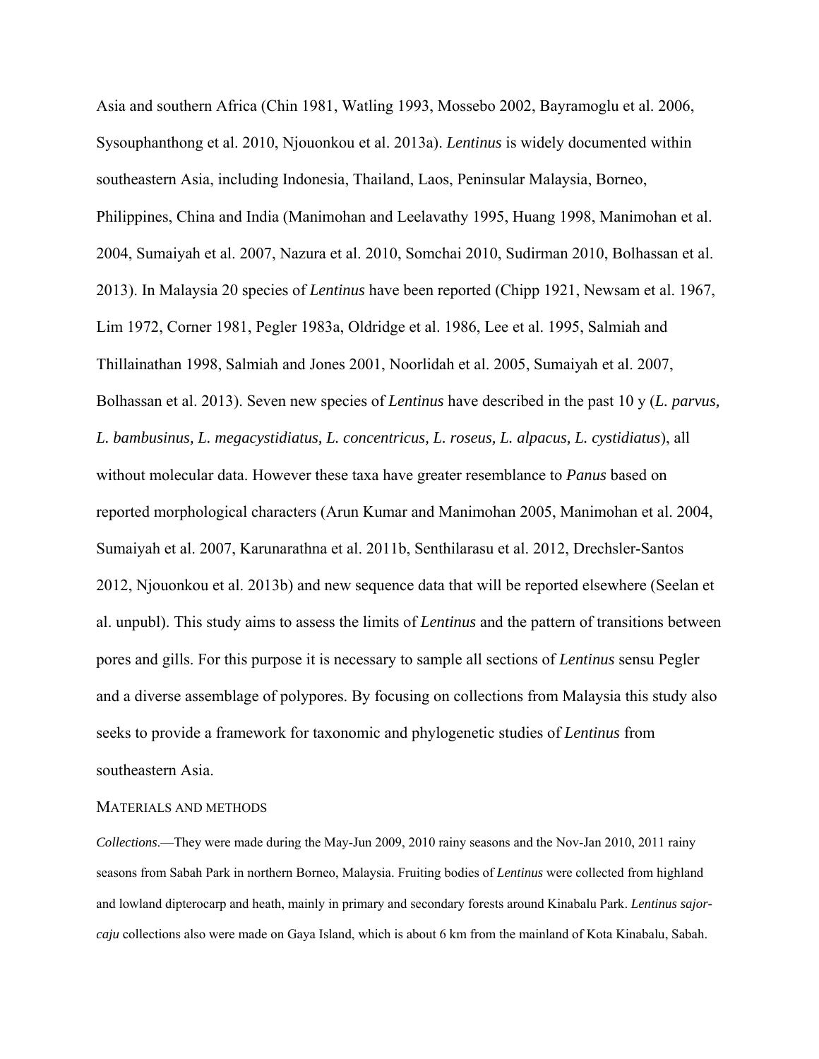Asia and southern Africa (Chin 1981, Watling 1993, Mossebo 2002, Bayramoglu et al. 2006, Sysouphanthong et al. 2010, Njouonkou et al. 2013a). *Lentinus* is widely documented within southeastern Asia, including Indonesia, Thailand, Laos, Peninsular Malaysia, Borneo, Philippines, China and India (Manimohan and Leelavathy 1995, Huang 1998, Manimohan et al. 2004, Sumaiyah et al. 2007, Nazura et al. 2010, Somchai 2010, Sudirman 2010, Bolhassan et al. 2013). In Malaysia 20 species of *Lentinus* have been reported (Chipp 1921, Newsam et al. 1967, Lim 1972, Corner 1981, Pegler 1983a, Oldridge et al. 1986, Lee et al. 1995, Salmiah and Thillainathan 1998, Salmiah and Jones 2001, Noorlidah et al. 2005, Sumaiyah et al. 2007, Bolhassan et al. 2013). Seven new species of *Lentinus* have described in the past 10 y (*L. parvus, L. bambusinus, L. megacystidiatus, L. concentricus, L. roseus, L. alpacus, L. cystidiatus*), all without molecular data. However these taxa have greater resemblance to *Panus* based on reported morphological characters (Arun Kumar and Manimohan 2005, Manimohan et al. 2004, Sumaiyah et al. 2007, Karunarathna et al. 2011b, Senthilarasu et al. 2012, Drechsler-Santos 2012, Njouonkou et al. 2013b) and new sequence data that will be reported elsewhere (Seelan et al. unpubl). This study aims to assess the limits of *Lentinus* and the pattern of transitions between pores and gills. For this purpose it is necessary to sample all sections of *Lentinus* sensu Pegler and a diverse assemblage of polypores. By focusing on collections from Malaysia this study also seeks to provide a framework for taxonomic and phylogenetic studies of *Lentinus* from southeastern Asia.

## MATERIALS AND METHODS

*Collections*.—They were made during the May-Jun 2009, 2010 rainy seasons and the Nov-Jan 2010, 2011 rainy seasons from Sabah Park in northern Borneo, Malaysia. Fruiting bodies of *Lentinus* were collected from highland and lowland dipterocarp and heath, mainly in primary and secondary forests around Kinabalu Park. *Lentinus sajor-caju* collections also were made on Gaya Island, which is about 6 km from the mainland of Kota Kinabalu, Sabah.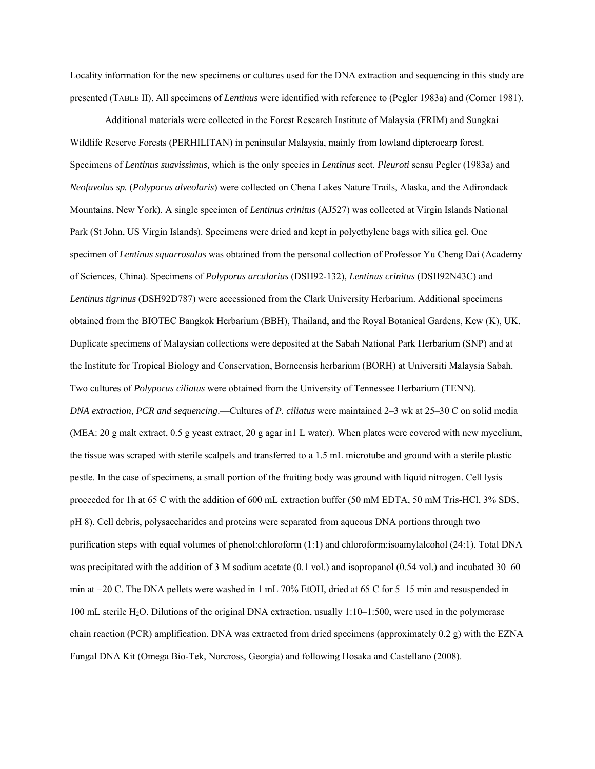Locality information for the new specimens or cultures used for the DNA extraction and sequencing in this study are presented (TABLE II). All specimens of *Lentinus* were identified with reference to (Pegler 1983a) and (Corner 1981).

Additional materials were collected in the Forest Research Institute of Malaysia (FRIM) and Sungkai Wildlife Reserve Forests (PERHILITAN) in peninsular Malaysia, mainly from lowland dipterocarp forest. Specimens of *Lentinus suavissimus,* which is the only species in *Lentinus* sect. *Pleuroti* sensu Pegler (1983a) and *Neofavolus sp.* (*Polyporus alveolaris*) were collected on Chena Lakes Nature Trails, Alaska, and the Adirondack Mountains, New York). A single specimen of *Lentinus crinitus* (AJ527) was collected at Virgin Islands National Park (St John, US Virgin Islands). Specimens were dried and kept in polyethylene bags with silica gel. One specimen of *Lentinus squarrosulus* was obtained from the personal collection of Professor Yu Cheng Dai (Academy of Sciences, China). Specimens of *Polyporus arcularius* (DSH92-132), *Lentinus crinitus* (DSH92N43C) and *Lentinus tigrinus* (DSH92D787) were accessioned from the Clark University Herbarium. Additional specimens obtained from the BIOTEC Bangkok Herbarium (BBH), Thailand, and the Royal Botanical Gardens, Kew (K), UK. Duplicate specimens of Malaysian collections were deposited at the Sabah National Park Herbarium (SNP) and at the Institute for Tropical Biology and Conservation, Borneensis herbarium (BORH) at Universiti Malaysia Sabah. Two cultures of *Polyporus ciliatus* were obtained from the University of Tennessee Herbarium (TENN).

*DNA extraction, PCR and sequencing*.—Cultures of *P. ciliatus* were maintained 2–3 wk at 25–30 C on solid media (MEA: 20 g malt extract, 0.5 g yeast extract, 20 g agar in1 L water). When plates were covered with new mycelium, the tissue was scraped with sterile scalpels and transferred to a 1.5 mL microtube and ground with a sterile plastic pestle. In the case of specimens, a small portion of the fruiting body was ground with liquid nitrogen. Cell lysis proceeded for 1h at 65 C with the addition of 600 mL extraction buffer (50 mM EDTA, 50 mM Tris-HCl, 3% SDS, pH 8). Cell debris, polysaccharides and proteins were separated from aqueous DNA portions through two purification steps with equal volumes of phenol:chloroform (1:1) and chloroform:isoamylalcohol (24:1). Total DNA was precipitated with the addition of 3 M sodium acetate (0.1 vol.) and isopropanol (0.54 vol.) and incubated 30–60 min at −20 C. The DNA pellets were washed in 1 mL 70% EtOH, dried at 65 C for 5–15 min and resuspended in 100 mL sterile $H_2O$. Dilutions of the original DNA extraction, usually 1:10–1:500, were used in the polymerase chain reaction (PCR) amplification. DNA was extracted from dried specimens (approximately 0.2 g) with the EZNA Fungal DNA Kit (Omega Bio-Tek, Norcross, Georgia) and following Hosaka and Castellano (2008).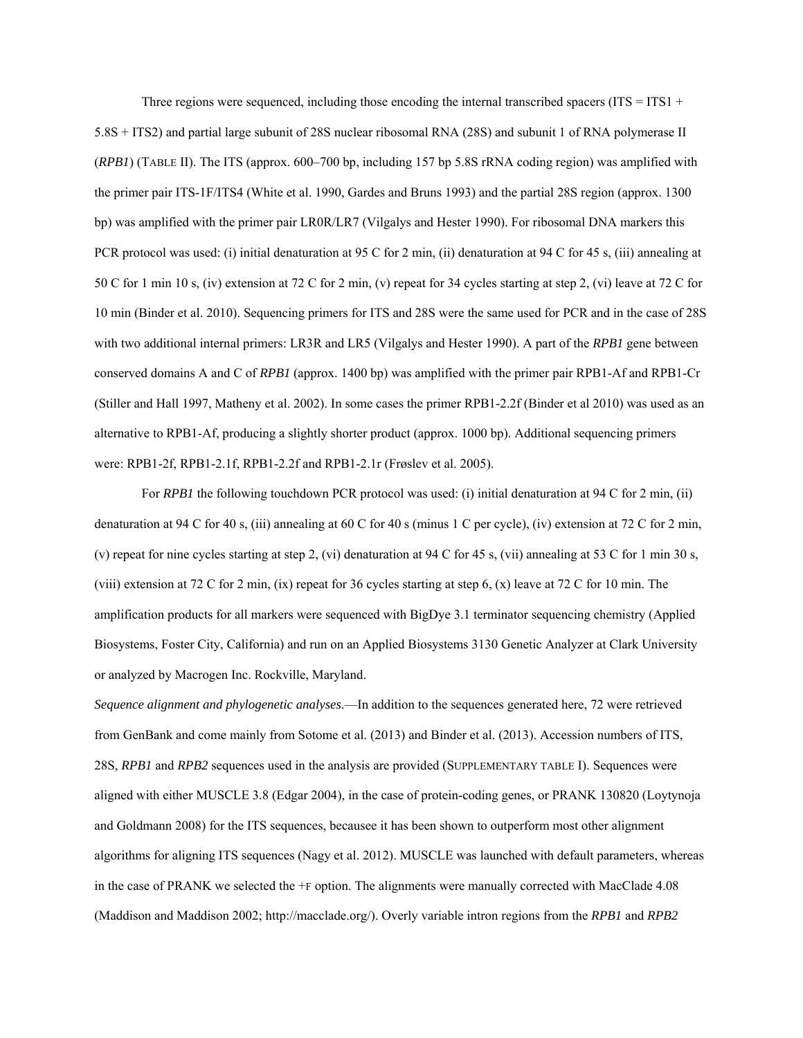Three regions were sequenced, including those encoding the internal transcribed spacers (ITS = ITS1 + 5.8S + ITS2) and partial large subunit of 28S nuclear ribosomal RNA (28S) and subunit 1 of RNA polymerase II (*RPB1*) (TABLE II). The ITS (approx. 600–700 bp, including 157 bp 5.8S rRNA coding region) was amplified with the primer pair ITS-1F/ITS4 (White et al. 1990, Gardes and Bruns 1993) and the partial 28S region (approx. 1300 bp) was amplified with the primer pair LR0R/LR7 (Vilgalys and Hester 1990). For ribosomal DNA markers this PCR protocol was used: (i) initial denaturation at 95 C for 2 min, (ii) denaturation at 94 C for 45 s, (iii) annealing at 50 C for 1 min 10 s, (iv) extension at 72 C for 2 min, (v) repeat for 34 cycles starting at step 2, (vi) leave at 72 C for 10 min (Binder et al. 2010). Sequencing primers for ITS and 28S were the same used for PCR and in the case of 28S with two additional internal primers: LR3R and LR5 (Vilgalys and Hester 1990). A part of the *RPB1* gene between conserved domains A and C of *RPB1* (approx. 1400 bp) was amplified with the primer pair RPB1-Af and RPB1-Cr (Stiller and Hall 1997, Matheny et al. 2002). In some cases the primer RPB1-2.2f (Binder et al 2010) was used as an alternative to RPB1-Af, producing a slightly shorter product (approx. 1000 bp). Additional sequencing primers were: RPB1-2f, RPB1-2.1f, RPB1-2.2f and RPB1-2.1r (Frøslev et al. 2005).

For *RPB1* the following touchdown PCR protocol was used: (i) initial denaturation at 94 C for 2 min, (ii) denaturation at 94 C for 40 s, (iii) annealing at 60 C for 40 s (minus 1 C per cycle), (iv) extension at 72 C for 2 min, (v) repeat for nine cycles starting at step 2, (vi) denaturation at 94 C for 45 s, (vii) annealing at 53 C for 1 min 30 s, (viii) extension at 72 C for 2 min, (ix) repeat for 36 cycles starting at step 6, (x) leave at 72 C for 10 min. The amplification products for all markers were sequenced with BigDye 3.1 terminator sequencing chemistry (Applied Biosystems, Foster City, California) and run on an Applied Biosystems 3130 Genetic Analyzer at Clark University or analyzed by Macrogen Inc. Rockville, Maryland.

*Sequence alignment and phylogenetic analyses*.—In addition to the sequences generated here, 72 were retrieved from GenBank and come mainly from Sotome et al. (2013) and Binder et al. (2013). Accession numbers of ITS, 28S, *RPB1* and *RPB2* sequences used in the analysis are provided (SUPPLEMENTARY TABLE I). Sequences were aligned with either MUSCLE 3.8 (Edgar 2004), in the case of protein-coding genes, or PRANK 130820 (Loytynoja and Goldmann 2008) for the ITS sequences, becausee it has been shown to outperform most other alignment algorithms for aligning ITS sequences (Nagy et al. 2012). MUSCLE was launched with default parameters, whereas in the case of PRANK we selected the +F option. The alignments were manually corrected with MacClade 4.08 (Maddison and Maddison 2002; http://macclade.org/). Overly variable intron regions from the *RPB1* and *RPB2*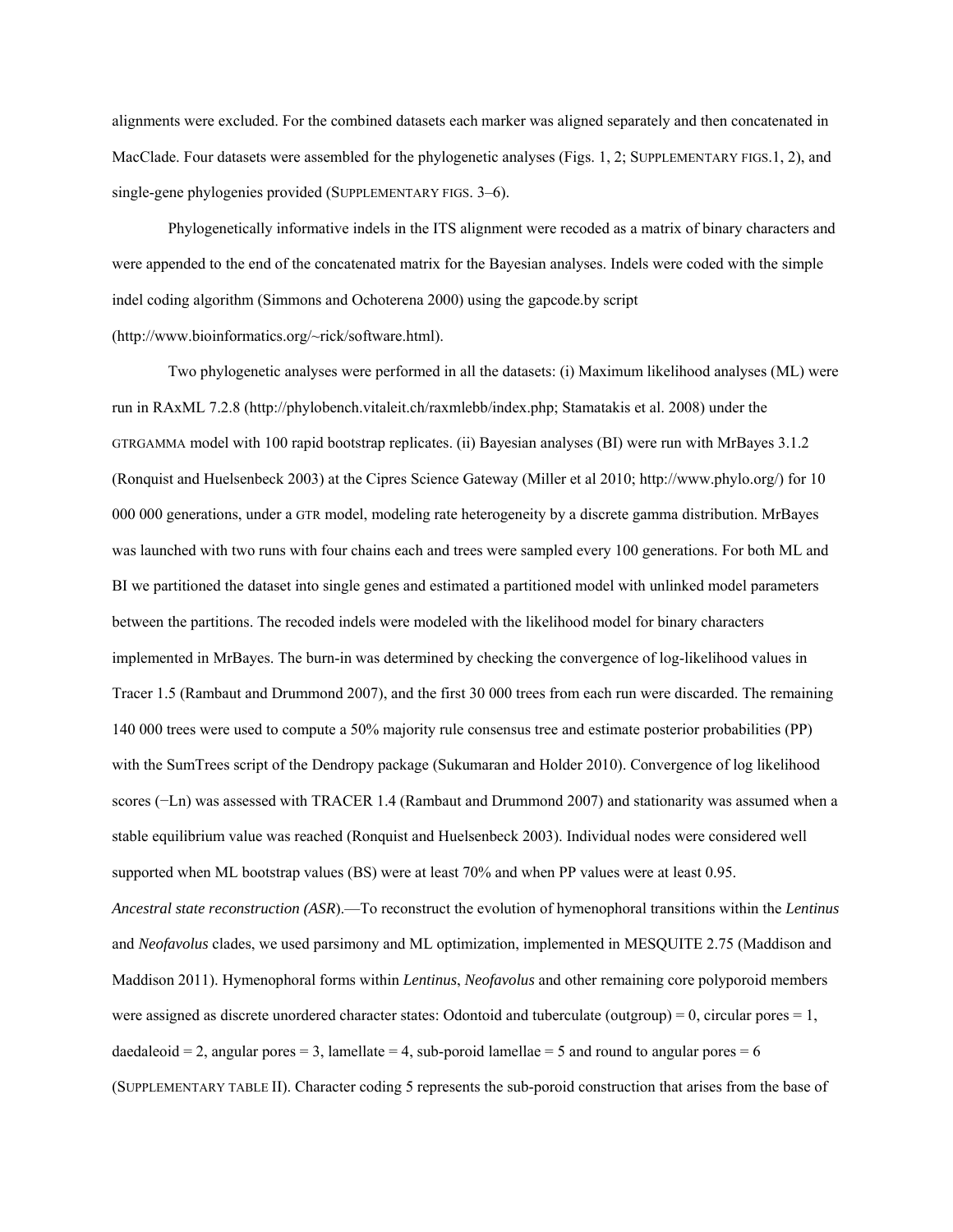alignments were excluded. For the combined datasets each marker was aligned separately and then concatenated in MacClade. Four datasets were assembled for the phylogenetic analyses (Figs. 1, 2; SUPPLEMENTARY FIGS.1, 2), and single-gene phylogenies provided (SUPPLEMENTARY FIGS. 3–6).

Phylogenetically informative indels in the ITS alignment were recoded as a matrix of binary characters and were appended to the end of the concatenated matrix for the Bayesian analyses. Indels were coded with the simple indel coding algorithm (Simmons and Ochoterena 2000) using the gapcode.by script (http://www.bioinformatics.org/~rick/software.html).

Two phylogenetic analyses were performed in all the datasets: (i) Maximum likelihood analyses (ML) were run in RAxML 7.2.8 (http://phylobench.vitaleit.ch/raxmlebb/index.php; Stamatakis et al. 2008) under the GTRGAMMA model with 100 rapid bootstrap replicates. (ii) Bayesian analyses (BI) were run with MrBayes 3.1.2 (Ronquist and Huelsenbeck 2003) at the Cipres Science Gateway (Miller et al 2010; http://www.phylo.org/) for 10 000 000 generations, under a GTR model, modeling rate heterogeneity by a discrete gamma distribution. MrBayes was launched with two runs with four chains each and trees were sampled every 100 generations. For both ML and BI we partitioned the dataset into single genes and estimated a partitioned model with unlinked model parameters between the partitions. The recoded indels were modeled with the likelihood model for binary characters implemented in MrBayes. The burn-in was determined by checking the convergence of log-likelihood values in Tracer 1.5 (Rambaut and Drummond 2007), and the first 30 000 trees from each run were discarded. The remaining 140 000 trees were used to compute a 50% majority rule consensus tree and estimate posterior probabilities (PP) with the SumTrees script of the Dendropy package (Sukumaran and Holder 2010). Convergence of log likelihood scores (−Ln) was assessed with TRACER 1.4 (Rambaut and Drummond 2007) and stationarity was assumed when a stable equilibrium value was reached (Ronquist and Huelsenbeck 2003). Individual nodes were considered well supported when ML bootstrap values (BS) were at least 70% and when PP values were at least 0.95.

*Ancestral state reconstruction (ASR*).—To reconstruct the evolution of hymenophoral transitions within the *Lentinus* and *Neofavolus* clades, we used parsimony and ML optimization, implemented in MESQUITE 2.75 (Maddison and Maddison 2011). Hymenophoral forms within *Lentinus*, *Neofavolus* and other remaining core polyporoid members were assigned as discrete unordered character states: Odontoid and tuberculate (outgroup) = 0, circular pores = 1, daedaleoid = 2, angular pores = 3, lamellate = 4, sub-poroid lamellae = 5 and round to angular pores = 6 (SUPPLEMENTARY TABLE II). Character coding 5 represents the sub-poroid construction that arises from the base of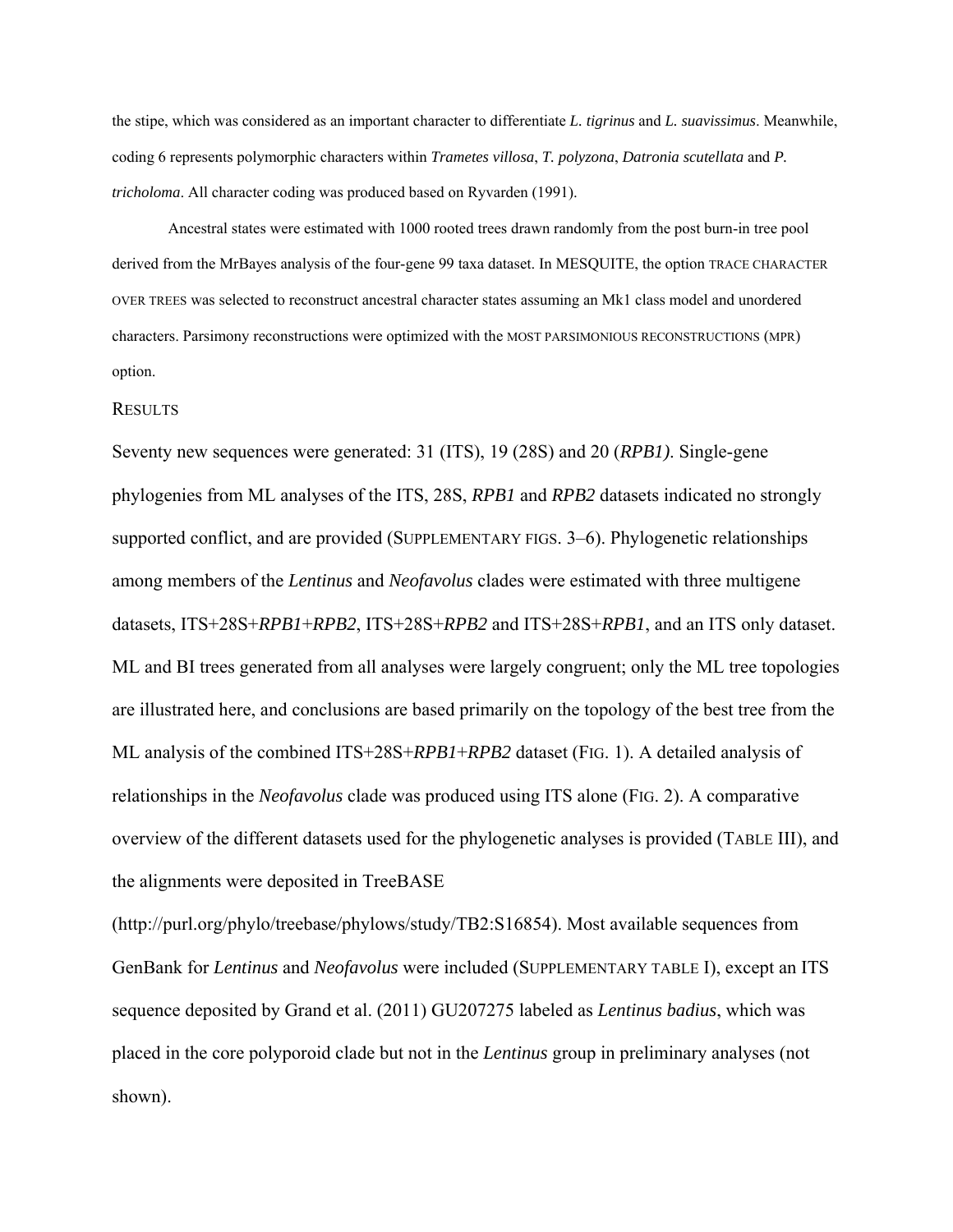the stipe, which was considered as an important character to differentiate *L. tigrinus* and *L. suavissimus*. Meanwhile, coding 6 represents polymorphic characters within *Trametes villosa*, *T. polyzona*, *Datronia scutellata* and *P. tricholoma*. All character coding was produced based on Ryvarden (1991).

Ancestral states were estimated with 1000 rooted trees drawn randomly from the post burn-in tree pool derived from the MrBayes analysis of the four-gene 99 taxa dataset. In MESQUITE, the option TRACE CHARACTER OVER TREES was selected to reconstruct ancestral character states assuming an Mk1 class model and unordered characters. Parsimony reconstructions were optimized with the MOST PARSIMONIOUS RECONSTRUCTIONS (MPR) option.

## RESULTS

Seventy new sequences were generated: 31 (ITS), 19 (28S) and 20 (*RPB1)*. Single-gene phylogenies from ML analyses of the ITS, 28S, *RPB1* and *RPB2* datasets indicated no strongly supported conflict, and are provided (SUPPLEMENTARY FIGS. 3–6). Phylogenetic relationships among members of the *Lentinus* and *Neofavolus* clades were estimated with three multigene datasets, ITS+28S+*RPB1*+*RPB2*, ITS+28S+*RPB2* and ITS+28S+*RPB1*, and an ITS only dataset. ML and BI trees generated from all analyses were largely congruent; only the ML tree topologies are illustrated here, and conclusions are based primarily on the topology of the best tree from the ML analysis of the combined ITS+28S+*RPB1*+*RPB2* dataset (FIG. 1). A detailed analysis of relationships in the *Neofavolus* clade was produced using ITS alone (FIG. 2). A comparative overview of the different datasets used for the phylogenetic analyses is provided (TABLE III), and the alignments were deposited in TreeBASE (http://purl.org/phylo/treebase/phylows/study/TB2:S16854). Most available sequences from GenBank for *Lentinus* and *Neofavolus* were included (SUPPLEMENTARY TABLE I), except an ITS sequence deposited by Grand et al. (2011) GU207275 labeled as *Lentinus badius*, which was placed in the core polyporoid clade but not in the *Lentinus* group in preliminary analyses (not shown).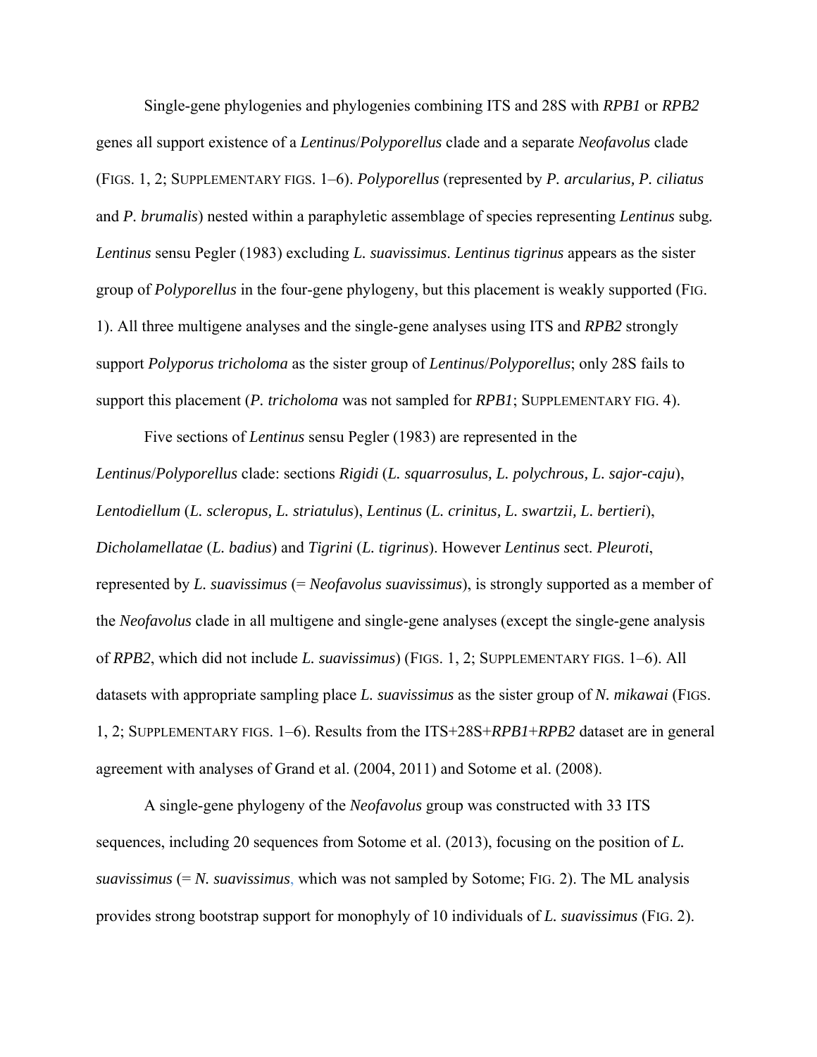Single-gene phylogenies and phylogenies combining ITS and 28S with *RPB1* or *RPB2* genes all support existence of a *Lentinus*/*Polyporellus* clade and a separate *Neofavolus* clade (FIGS. 1, 2; SUPPLEMENTARY FIGS. 1–6). *Polyporellus* (represented by *P. arcularius, P. ciliatus* and *P. brumalis*) nested within a paraphyletic assemblage of species representing *Lentinus* subg. *Lentinus* sensu Pegler (1983) excluding *L. suavissimus*. *Lentinus tigrinus* appears as the sister group of *Polyporellus* in the four-gene phylogeny, but this placement is weakly supported (FIG. 1). All three multigene analyses and the single-gene analyses using ITS and *RPB2* strongly support *Polyporus tricholoma* as the sister group of *Lentinus*/*Polyporellus*; only 28S fails to support this placement (*P. tricholoma* was not sampled for *RPB1*; SUPPLEMENTARY FIG. 4).

Five sections of *Lentinus* sensu Pegler (1983) are represented in the *Lentinus*/*Polyporellus* clade: sections *Rigidi* (*L. squarrosulus, L. polychrous, L. sajor-caju*), *Lentodiellum* (*L. scleropus, L. striatulus*), *Lentinus* (*L. crinitus, L. swartzii, L. bertieri*), *Dicholamellatae* (*L. badius*) and *Tigrini* (*L. tigrinus*). However *Lentinus* sect. *Pleuroti*, represented by *L. suavissimus* (= *Neofavolus suavissimus*), is strongly supported as a member of the *Neofavolus* clade in all multigene and single-gene analyses (except the single-gene analysis of *RPB2*, which did not include *L. suavissimus*) (FIGS. 1, 2; SUPPLEMENTARY FIGS. 1–6). All datasets with appropriate sampling place *L. suavissimus* as the sister group of *N. mikawai* (FIGS. 1, 2; SUPPLEMENTARY FIGS. 1–6). Results from the ITS+28S+*RPB1*+*RPB2* dataset are in general agreement with analyses of Grand et al. (2004, 2011) and Sotome et al. (2008).

A single-gene phylogeny of the *Neofavolus* group was constructed with 33 ITS sequences, including 20 sequences from Sotome et al. (2013), focusing on the position of *L. suavissimus* (= *N. suavissimus*, which was not sampled by Sotome; FIG. 2). The ML analysis provides strong bootstrap support for monophyly of 10 individuals of *L. suavissimus* (FIG. 2).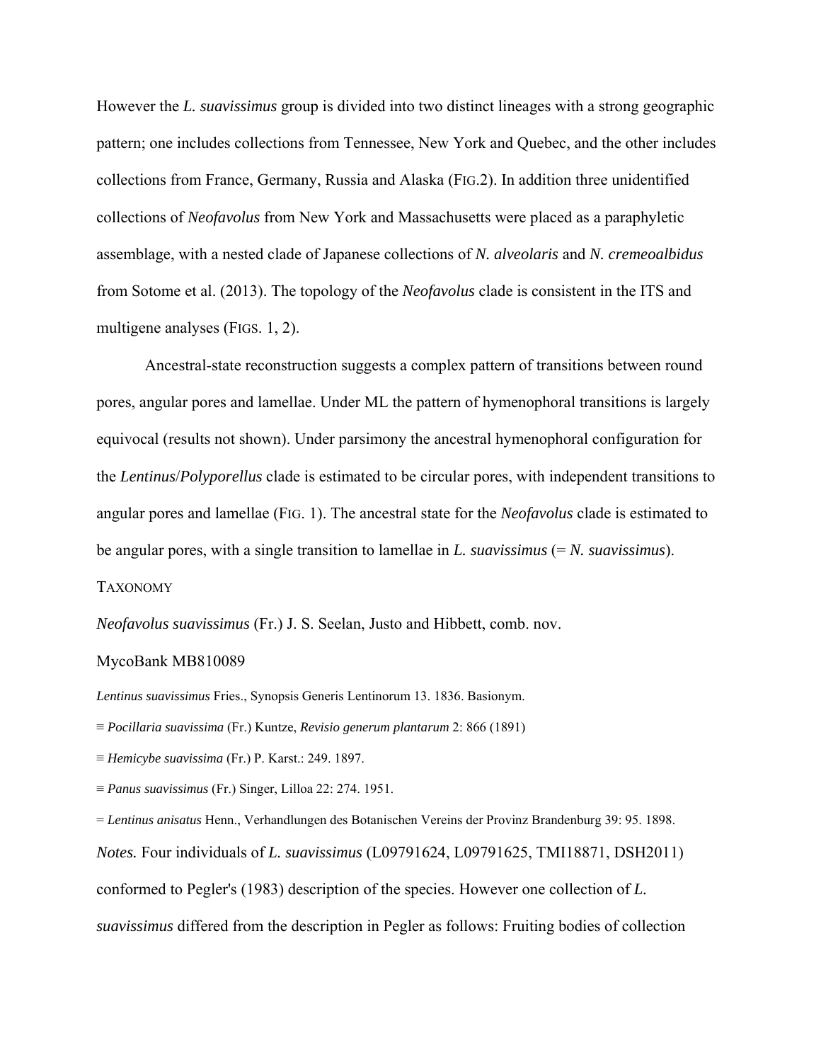However the *L. suavissimus* group is divided into two distinct lineages with a strong geographic pattern; one includes collections from Tennessee, New York and Quebec, and the other includes collections from France, Germany, Russia and Alaska (FIG.2). In addition three unidentified collections of *Neofavolus* from New York and Massachusetts were placed as a paraphyletic assemblage, with a nested clade of Japanese collections of *N. alveolaris* and *N. cremeoalbidus* from Sotome et al. (2013). The topology of the *Neofavolus* clade is consistent in the ITS and multigene analyses (FIGS. 1, 2).

Ancestral-state reconstruction suggests a complex pattern of transitions between round pores, angular pores and lamellae. Under ML the pattern of hymenophoral transitions is largely equivocal (results not shown). Under parsimony the ancestral hymenophoral configuration for the *Lentinus*/*Polyporellus* clade is estimated to be circular pores, with independent transitions to angular pores and lamellae (FIG. 1). The ancestral state for the *Neofavolus* clade is estimated to be angular pores, with a single transition to lamellae in *L. suavissimus* (= *N. suavissimus*).

TAXONOMY

*Neofavolus suavissimus* (Fr.) J. S. Seelan, Justo and Hibbett, comb. nov.

MycoBank MB810089

*Lentinus suavissimus* Fries., Synopsis Generis Lentinorum 13. 1836. Basionym.

≡ *Pocillaria suavissima* (Fr.) Kuntze, *Revisio generum plantarum* 2: 866 (1891)

≡ *Hemicybe suavissima* (Fr.) P. Karst.: 249. 1897.

≡ *Panus suavissimus* (Fr.) Singer, Lilloa 22: 274. 1951.

= *Lentinus anisatus* Henn., Verhandlungen des Botanischen Vereins der Provinz Brandenburg 39: 95. 1898.

*Notes.* Four individuals of *L. suavissimus* (L09791624, L09791625, TMI18871, DSH2011) conformed to Pegler's (1983) description of the species. However one collection of *L. suavissimus* differed from the description in Pegler as follows: Fruiting bodies of collection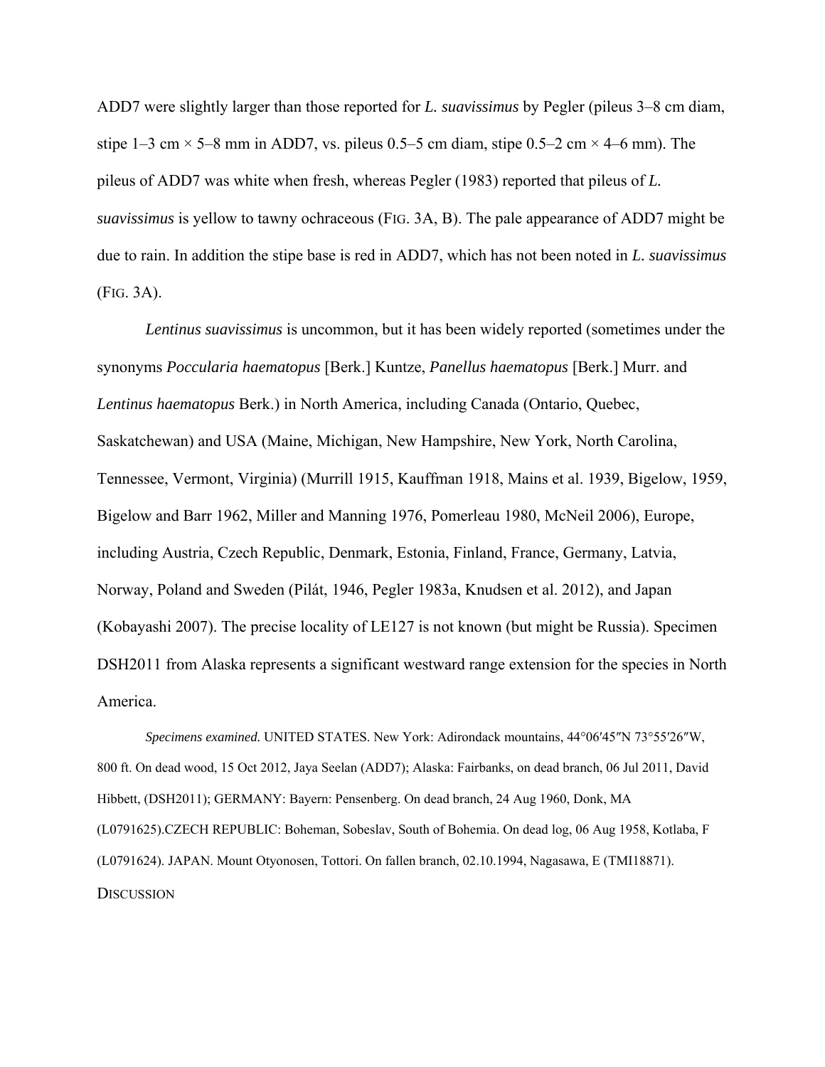ADD7 were slightly larger than those reported for *L. suavissimus* by Pegler (pileus 3–8 cm diam, stipe 1–3 cm × 5–8 mm in ADD7, vs. pileus 0.5–5 cm diam, stipe 0.5–2 cm × 4–6 mm). The pileus of ADD7 was white when fresh, whereas Pegler (1983) reported that pileus of *L. suavissimus* is yellow to tawny ochraceous (FIG. 3A, B). The pale appearance of ADD7 might be due to rain. In addition the stipe base is red in ADD7, which has not been noted in *L. suavissimus* (FIG. 3A).

*Lentinus suavissimus* is uncommon, but it has been widely reported (sometimes under the synonyms *Poccularia haematopus* [Berk.] Kuntze, *Panellus haematopus* [Berk.] Murr. and *Lentinus haematopus* Berk.) in North America, including Canada (Ontario, Quebec, Saskatchewan) and USA (Maine, Michigan, New Hampshire, New York, North Carolina, Tennessee, Vermont, Virginia) (Murrill 1915, Kauffman 1918, Mains et al. 1939, Bigelow, 1959, Bigelow and Barr 1962, Miller and Manning 1976, Pomerleau 1980, McNeil 2006), Europe, including Austria, Czech Republic, Denmark, Estonia, Finland, France, Germany, Latvia, Norway, Poland and Sweden (Pilát, 1946, Pegler 1983a, Knudsen et al. 2012), and Japan (Kobayashi 2007). The precise locality of LE127 is not known (but might be Russia). Specimen DSH2011 from Alaska represents a significant westward range extension for the species in North America.

*Specimens examined.* UNITED STATES. New York: Adirondack mountains, 44°06′45″N 73°55′26″W, 800 ft. On dead wood, 15 Oct 2012, Jaya Seelan (ADD7); Alaska: Fairbanks, on dead branch, 06 Jul 2011, David Hibbett, (DSH2011); GERMANY: Bayern: Pensenberg. On dead branch, 24 Aug 1960, Donk, MA (L0791625).CZECH REPUBLIC: Boheman, Sobeslav, South of Bohemia. On dead log, 06 Aug 1958, Kotlaba, F (L0791624). JAPAN. Mount Otyonosen, Tottori. On fallen branch, 02.10.1994, Nagasawa, E (TMI18871).

## DISCUSSION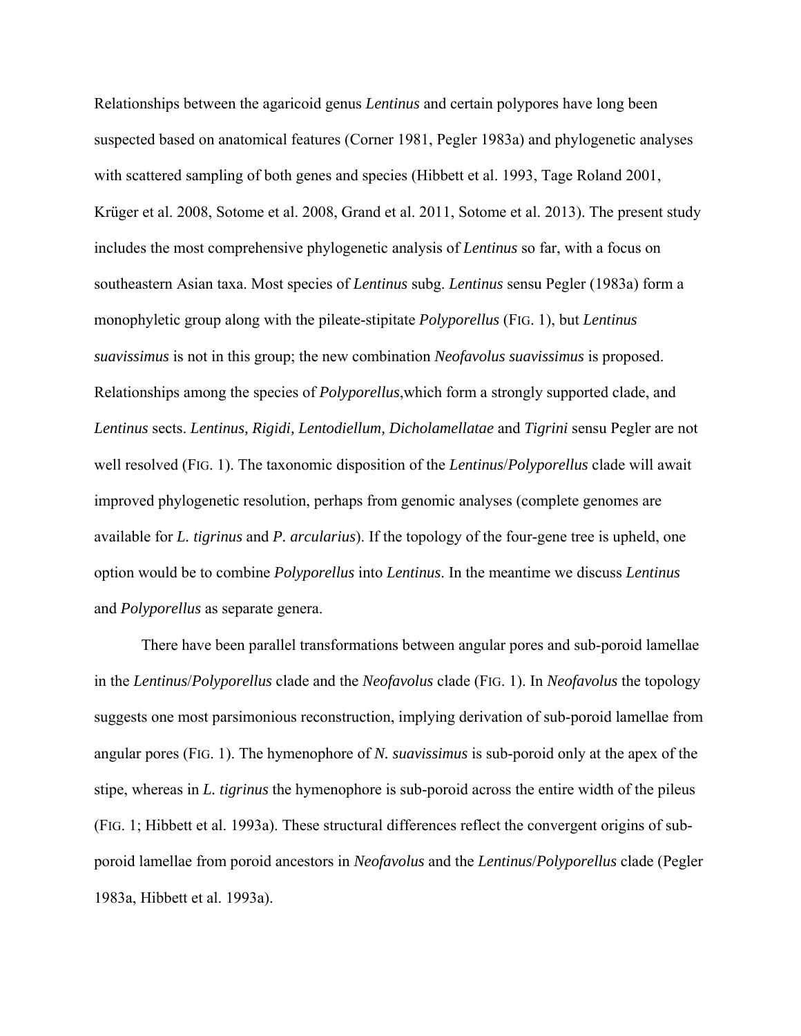Relationships between the agaricoid genus *Lentinus* and certain polypores have long been suspected based on anatomical features (Corner 1981, Pegler 1983a) and phylogenetic analyses with scattered sampling of both genes and species (Hibbett et al. 1993, Tage Roland 2001, Krüger et al. 2008, Sotome et al. 2008, Grand et al. 2011, Sotome et al. 2013). The present study includes the most comprehensive phylogenetic analysis of *Lentinus* so far, with a focus on southeastern Asian taxa. Most species of *Lentinus* subg. *Lentinus* sensu Pegler (1983a) form a monophyletic group along with the pileate-stipitate *Polyporellus* (FIG. 1), but *Lentinus suavissimus* is not in this group; the new combination *Neofavolus suavissimus* is proposed. Relationships among the species of *Polyporellus*,which form a strongly supported clade, and *Lentinus* sects. *Lentinus, Rigidi, Lentodiellum, Dicholamellatae* and *Tigrini* sensu Pegler are not well resolved (FIG. 1). The taxonomic disposition of the *Lentinus*/*Polyporellus* clade will await improved phylogenetic resolution, perhaps from genomic analyses (complete genomes are available for *L. tigrinus* and *P. arcularius*). If the topology of the four-gene tree is upheld, one option would be to combine *Polyporellus* into *Lentinus*. In the meantime we discuss *Lentinus* and *Polyporellus* as separate genera.

There have been parallel transformations between angular pores and sub-poroid lamellae in the *Lentinus*/*Polyporellus* clade and the *Neofavolus* clade (FIG. 1). In *Neofavolus* the topology suggests one most parsimonious reconstruction, implying derivation of sub-poroid lamellae from angular pores (FIG. 1). The hymenophore of *N. suavissimus* is sub-poroid only at the apex of the stipe, whereas in *L. tigrinus* the hymenophore is sub-poroid across the entire width of the pileus (FIG. 1; Hibbett et al. 1993a). These structural differences reflect the convergent origins of sub-poroid lamellae from poroid ancestors in *Neofavolus* and the *Lentinus*/*Polyporellus* clade (Pegler 1983a, Hibbett et al. 1993a).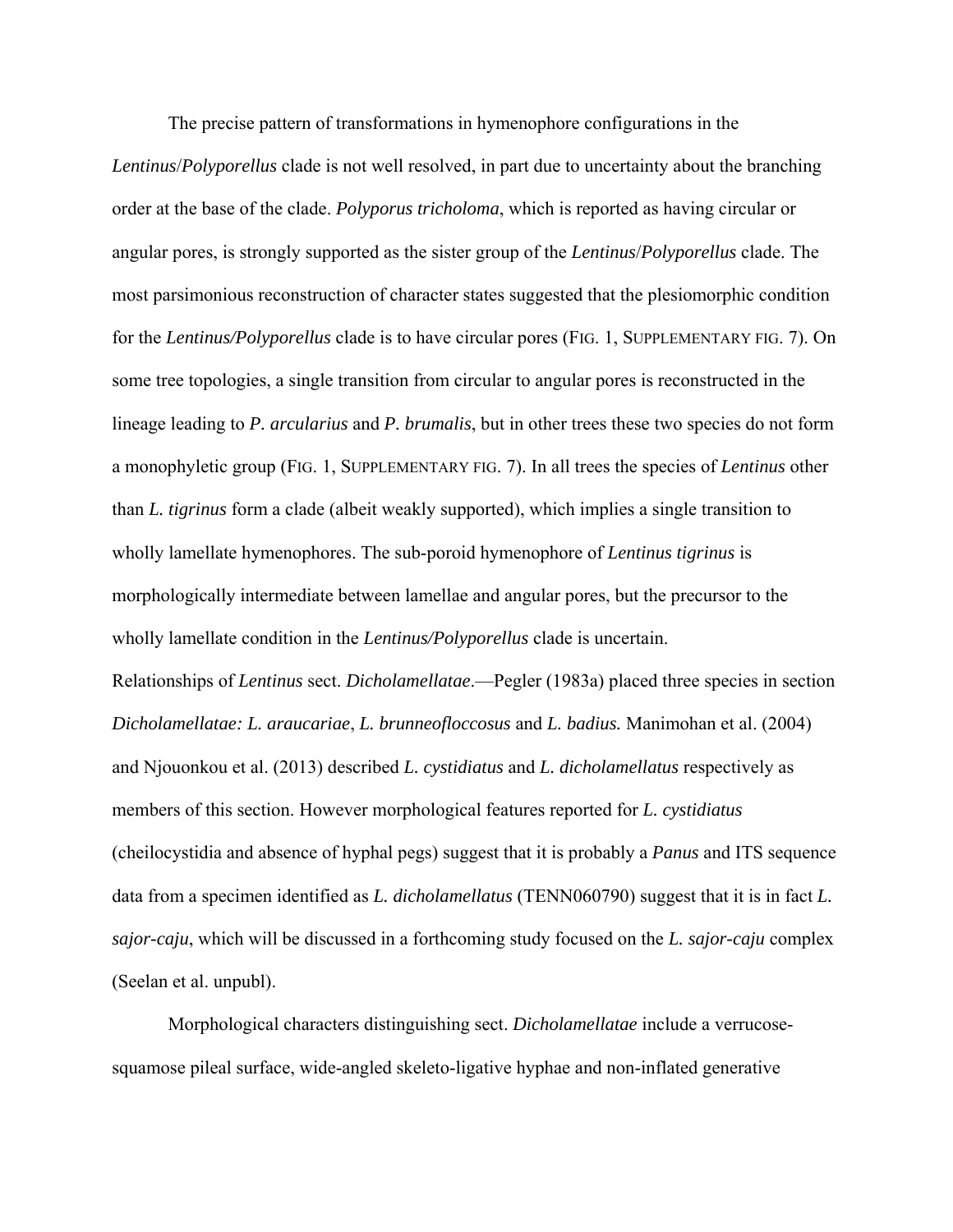The precise pattern of transformations in hymenophore configurations in the *Lentinus*/*Polyporellus* clade is not well resolved, in part due to uncertainty about the branching order at the base of the clade. *Polyporus tricholoma*, which is reported as having circular or angular pores, is strongly supported as the sister group of the *Lentinus*/*Polyporellus* clade. The most parsimonious reconstruction of character states suggested that the plesiomorphic condition for the *Lentinus/Polyporellus* clade is to have circular pores (FIG. 1, SUPPLEMENTARY FIG. 7). On some tree topologies, a single transition from circular to angular pores is reconstructed in the lineage leading to *P. arcularius* and *P. brumalis*, but in other trees these two species do not form a monophyletic group (FIG. 1, SUPPLEMENTARY FIG. 7). In all trees the species of *Lentinus* other than *L. tigrinus* form a clade (albeit weakly supported), which implies a single transition to wholly lamellate hymenophores. The sub-poroid hymenophore of *Lentinus tigrinus* is morphologically intermediate between lamellae and angular pores, but the precursor to the wholly lamellate condition in the *Lentinus/Polyporellus* clade is uncertain.

Relationships of *Lentinus* sect. *Dicholamellatae*.—Pegler (1983a) placed three species in section *Dicholamellatae: L. araucariae*, *L. brunneofloccosus* and *L. badius.* Manimohan et al. (2004) and Njouonkou et al. (2013) described *L. cystidiatus* and *L. dicholamellatus* respectively as members of this section. However morphological features reported for *L. cystidiatus* (cheilocystidia and absence of hyphal pegs) suggest that it is probably a *Panus* and ITS sequence data from a specimen identified as *L. dicholamellatus* (TENN060790) suggest that it is in fact *L. sajor-caju*, which will be discussed in a forthcoming study focused on the *L. sajor-caju* complex (Seelan et al. unpubl).

Morphological characters distinguishing sect. *Dicholamellatae* include a verrucose-squamose pileal surface, wide-angled skeleto-ligative hyphae and non-inflated generative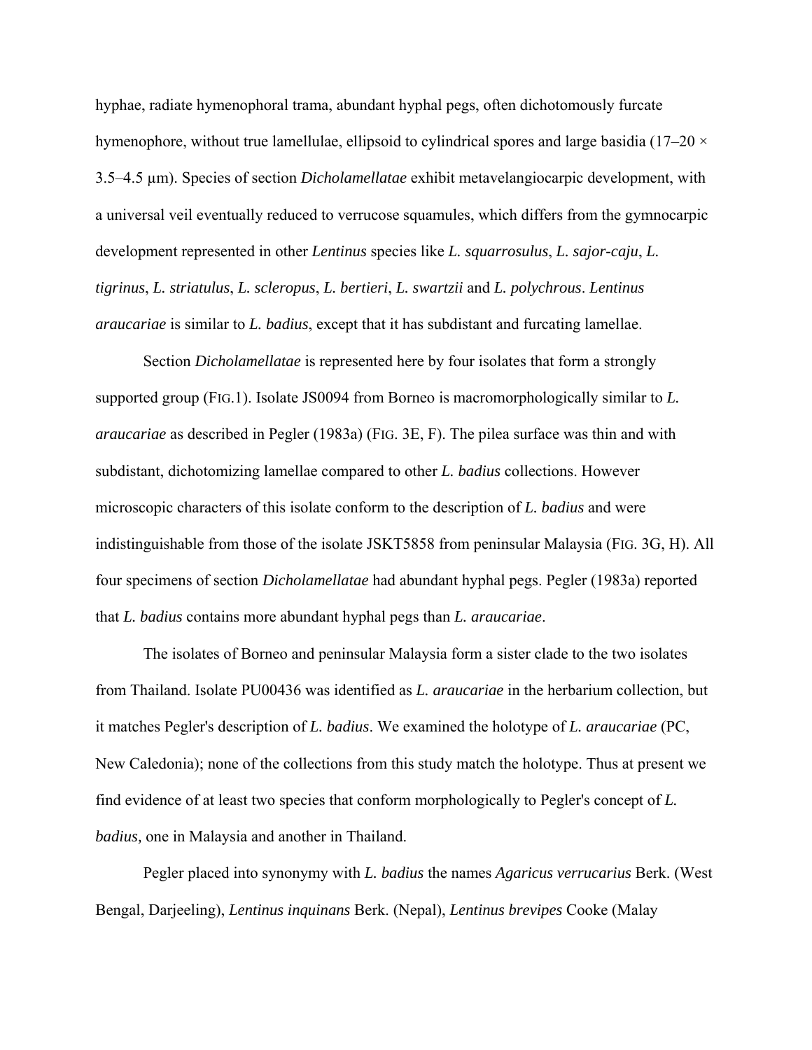hyphae, radiate hymenophoral trama, abundant hyphal pegs, often dichotomously furcate hymenophore, without true lamellulae, ellipsoid to cylindrical spores and large basidia (17–20 × 3.5–4.5 µm). Species of section *Dicholamellatae* exhibit metavelangiocarpic development, with a universal veil eventually reduced to verrucose squamules, which differs from the gymnocarpic development represented in other *Lentinus* species like *L. squarrosulus*, *L. sajor-caju*, *L. tigrinus*, *L. striatulus*, *L. scleropus*, *L. bertieri*, *L. swartzii* and *L. polychrous*. *Lentinus araucariae* is similar to *L. badius*, except that it has subdistant and furcating lamellae.

Section *Dicholamellatae* is represented here by four isolates that form a strongly supported group (FIG.1). Isolate JS0094 from Borneo is macromorphologically similar to *L. araucariae* as described in Pegler (1983a) (FIG. 3E, F). The pilea surface was thin and with subdistant, dichotomizing lamellae compared to other *L. badius* collections. However microscopic characters of this isolate conform to the description of *L. badius* and were indistinguishable from those of the isolate JSKT5858 from peninsular Malaysia (FIG. 3G, H). All four specimens of section *Dicholamellatae* had abundant hyphal pegs. Pegler (1983a) reported that *L. badius* contains more abundant hyphal pegs than *L. araucariae*.

The isolates of Borneo and peninsular Malaysia form a sister clade to the two isolates from Thailand. Isolate PU00436 was identified as *L. araucariae* in the herbarium collection, but it matches Pegler's description of *L. badius*. We examined the holotype of *L. araucariae* (PC, New Caledonia); none of the collections from this study match the holotype. Thus at present we find evidence of at least two species that conform morphologically to Pegler's concept of *L. badius,* one in Malaysia and another in Thailand.

Pegler placed into synonymy with *L. badius* the names *Agaricus verrucarius* Berk. (West Bengal, Darjeeling), *Lentinus inquinans* Berk. (Nepal), *Lentinus brevipes* Cooke (Malay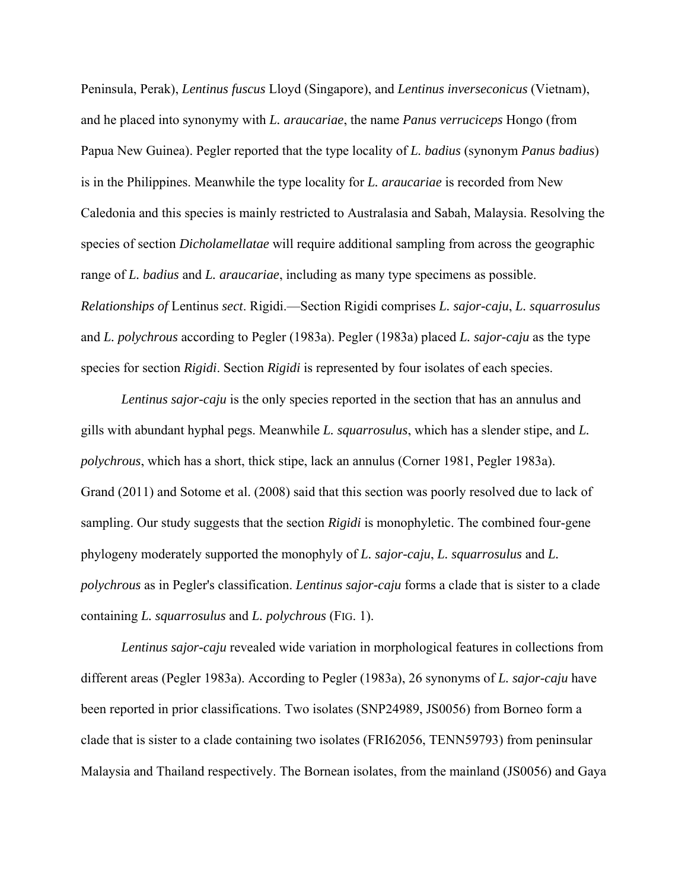Peninsula, Perak), *Lentinus fuscus* Lloyd (Singapore), and *Lentinus inverseconicus* (Vietnam), and he placed into synonymy with *L. araucariae*, the name *Panus verruciceps* Hongo (from Papua New Guinea). Pegler reported that the type locality of *L. badius* (synonym *Panus badius*) is in the Philippines. Meanwhile the type locality for *L. araucariae* is recorded from New Caledonia and this species is mainly restricted to Australasia and Sabah, Malaysia. Resolving the species of section *Dicholamellatae* will require additional sampling from across the geographic range of *L. badius* and *L. araucariae*, including as many type specimens as possible.

*Relationships of* Lentinus *sect*. Rigidi.—Section Rigidi comprises *L. sajor-caju*, *L. squarrosulus* and *L. polychrous* according to Pegler (1983a). Pegler (1983a) placed *L. sajor-caju* as the type species for section *Rigidi*. Section *Rigidi* is represented by four isolates of each species.

*Lentinus sajor-caju* is the only species reported in the section that has an annulus and gills with abundant hyphal pegs. Meanwhile *L. squarrosulus*, which has a slender stipe, and *L. polychrous*, which has a short, thick stipe, lack an annulus (Corner 1981, Pegler 1983a). Grand (2011) and Sotome et al. (2008) said that this section was poorly resolved due to lack of sampling. Our study suggests that the section *Rigidi* is monophyletic. The combined four-gene phylogeny moderately supported the monophyly of *L. sajor-caju*, *L. squarrosulus* and *L. polychrous* as in Pegler's classification. *Lentinus sajor-caju* forms a clade that is sister to a clade containing *L. squarrosulus* and *L. polychrous* (FIG. 1).

*Lentinus sajor-caju* revealed wide variation in morphological features in collections from different areas (Pegler 1983a). According to Pegler (1983a), 26 synonyms of *L. sajor-caju* have been reported in prior classifications. Two isolates (SNP24989, JS0056) from Borneo form a clade that is sister to a clade containing two isolates (FRI62056, TENN59793) from peninsular Malaysia and Thailand respectively. The Bornean isolates, from the mainland (JS0056) and Gaya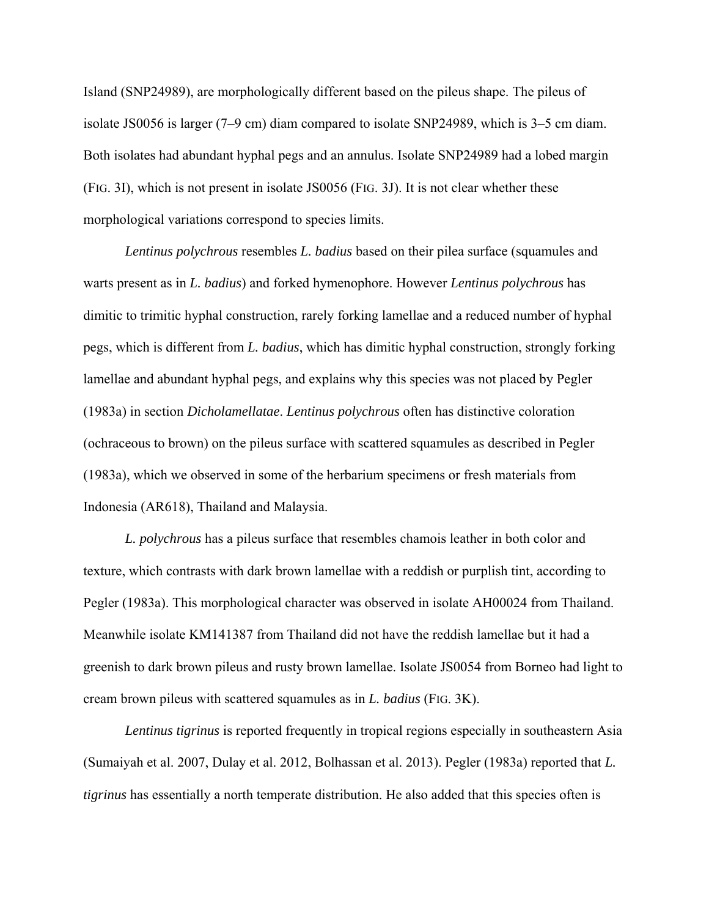Island (SNP24989), are morphologically different based on the pileus shape. The pileus of isolate JS0056 is larger (7–9 cm) diam compared to isolate SNP24989, which is 3–5 cm diam. Both isolates had abundant hyphal pegs and an annulus. Isolate SNP24989 had a lobed margin (FIG. 3I), which is not present in isolate JS0056 (FIG. 3J). It is not clear whether these morphological variations correspond to species limits.

*Lentinus polychrous* resembles *L. badius* based on their pilea surface (squamules and warts present as in *L. badius*) and forked hymenophore. However *Lentinus polychrous* has dimitic to trimitic hyphal construction, rarely forking lamellae and a reduced number of hyphal pegs, which is different from *L. badius*, which has dimitic hyphal construction, strongly forking lamellae and abundant hyphal pegs, and explains why this species was not placed by Pegler (1983a) in section *Dicholamellatae*. *Lentinus polychrous* often has distinctive coloration (ochraceous to brown) on the pileus surface with scattered squamules as described in Pegler (1983a), which we observed in some of the herbarium specimens or fresh materials from Indonesia (AR618), Thailand and Malaysia.

*L. polychrous* has a pileus surface that resembles chamois leather in both color and texture, which contrasts with dark brown lamellae with a reddish or purplish tint, according to Pegler (1983a). This morphological character was observed in isolate AH00024 from Thailand. Meanwhile isolate KM141387 from Thailand did not have the reddish lamellae but it had a greenish to dark brown pileus and rusty brown lamellae. Isolate JS0054 from Borneo had light to cream brown pileus with scattered squamules as in *L. badius* (FIG. 3K).

*Lentinus tigrinus* is reported frequently in tropical regions especially in southeastern Asia (Sumaiyah et al. 2007, Dulay et al. 2012, Bolhassan et al. 2013). Pegler (1983a) reported that *L. tigrinus* has essentially a north temperate distribution. He also added that this species often is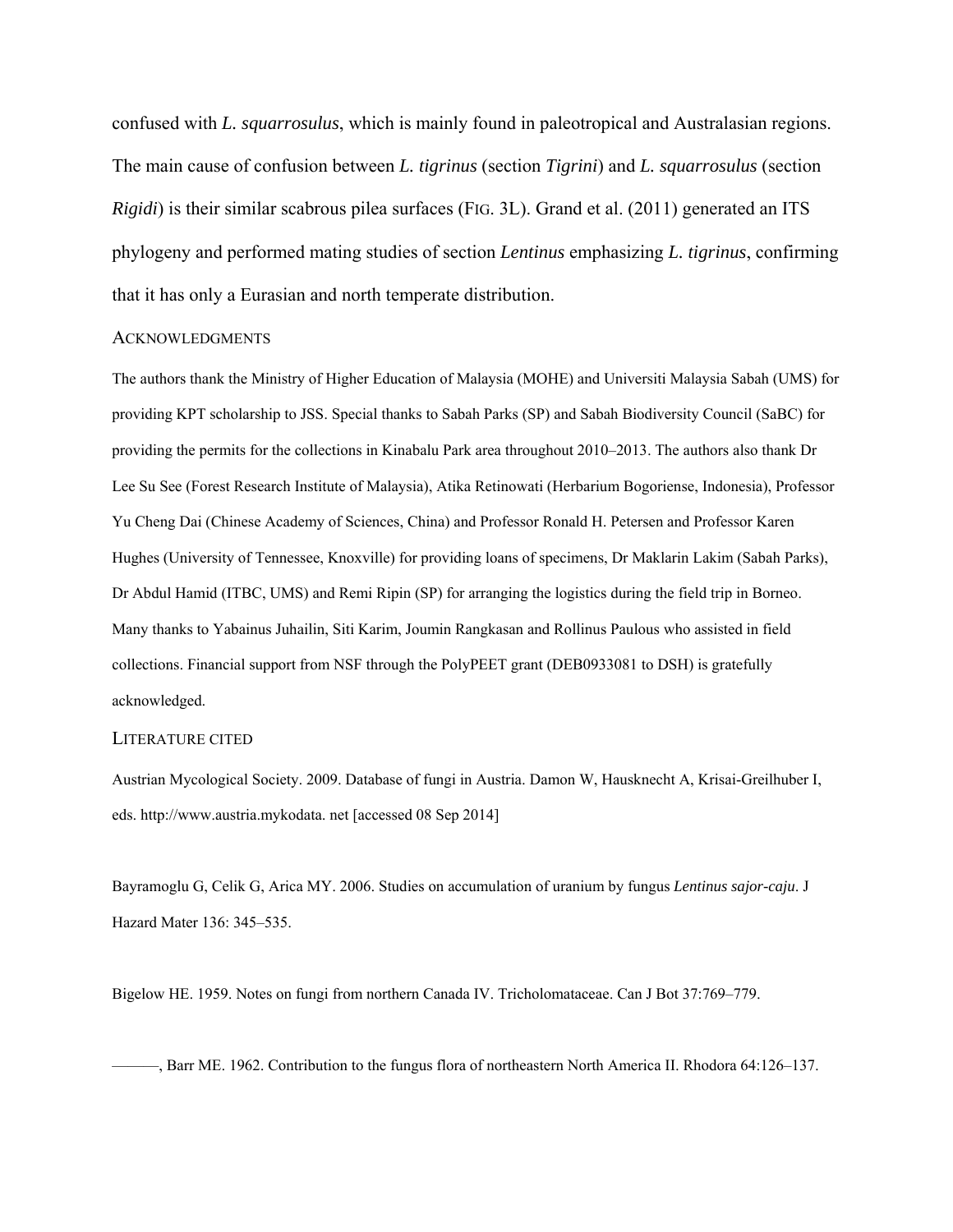confused with *L. squarrosulus*, which is mainly found in paleotropical and Australasian regions. The main cause of confusion between *L. tigrinus* (section *Tigrini*) and *L. squarrosulus* (section *Rigidi*) is their similar scabrous pilea surfaces (FIG. 3L). Grand et al. (2011) generated an ITS phylogeny and performed mating studies of section *Lentinus* emphasizing *L. tigrinus*, confirming that it has only a Eurasian and north temperate distribution.

## ACKNOWLEDGMENTS

The authors thank the Ministry of Higher Education of Malaysia (MOHE) and Universiti Malaysia Sabah (UMS) for providing KPT scholarship to JSS. Special thanks to Sabah Parks (SP) and Sabah Biodiversity Council (SaBC) for providing the permits for the collections in Kinabalu Park area throughout 2010–2013. The authors also thank Dr Lee Su See (Forest Research Institute of Malaysia), Atika Retinowati (Herbarium Bogoriense, Indonesia), Professor Yu Cheng Dai (Chinese Academy of Sciences, China) and Professor Ronald H. Petersen and Professor Karen Hughes (University of Tennessee, Knoxville) for providing loans of specimens, Dr Maklarin Lakim (Sabah Parks), Dr Abdul Hamid (ITBC, UMS) and Remi Ripin (SP) for arranging the logistics during the field trip in Borneo. Many thanks to Yabainus Juhailin, Siti Karim, Joumin Rangkasan and Rollinus Paulous who assisted in field collections. Financial support from NSF through the PolyPEET grant (DEB0933081 to DSH) is gratefully acknowledged.

## LITERATURE CITED

Austrian Mycological Society. 2009. Database of fungi in Austria. Damon W, Hausknecht A, Krisai-Greilhuber I, eds. http://www.austria.mykodata. net [accessed 08 Sep 2014]

Bayramoglu G, Celik G, Arica MY. 2006. Studies on accumulation of uranium by fungus *Lentinus sajor-caju*. J Hazard Mater 136: 345–535.

Bigelow HE. 1959. Notes on fungi from northern Canada IV. Tricholomataceae. Can J Bot 37:769–779.

———, Barr ME. 1962. Contribution to the fungus flora of northeastern North America II. Rhodora 64:126–137.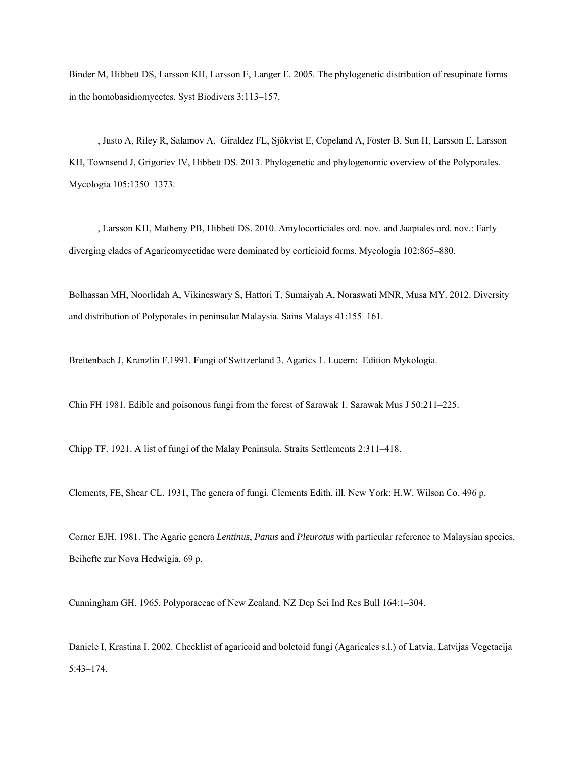Binder M, Hibbett DS, Larsson KH, Larsson E, Langer E. 2005. The phylogenetic distribution of resupinate forms in the homobasidiomycetes. Syst Biodivers 3:113–157.

———, Justo A, Riley R, Salamov A, Giraldez FL, Sjökvist E, Copeland A, Foster B, Sun H, Larsson E, Larsson KH, Townsend J, Grigoriev IV, Hibbett DS. 2013. Phylogenetic and phylogenomic overview of the Polyporales. Mycologia 105:1350–1373.

———, Larsson KH, Matheny PB, Hibbett DS. 2010. Amylocorticiales ord. nov. and Jaapiales ord. nov.: Early diverging clades of Agaricomycetidae were dominated by corticioid forms. Mycologia 102:865–880.

Bolhassan MH, Noorlidah A, Vikineswary S, Hattori T, Sumaiyah A, Noraswati MNR, Musa MY. 2012. Diversity and distribution of Polyporales in peninsular Malaysia. Sains Malays 41:155–161.

Breitenbach J, Kranzlin F.1991. Fungi of Switzerland 3. Agarics 1. Lucern: Edition Mykologia.

Chin FH 1981. Edible and poisonous fungi from the forest of Sarawak 1. Sarawak Mus J 50:211–225.

Chipp TF. 1921. A list of fungi of the Malay Peninsula. Straits Settlements 2:311–418.

Clements, FE, Shear CL. 1931, The genera of fungi. Clements Edith, ill. New York: H.W. Wilson Co. 496 p.

Corner EJH. 1981. The Agaric genera *Lentinus*, *Panus* and *Pleurotus* with particular reference to Malaysian species. Beihefte zur Nova Hedwigia, 69 p.

Cunningham GH. 1965. Polyporaceae of New Zealand. NZ Dep Sci Ind Res Bull 164:1–304.

Daniele I, Krastina I. 2002. Checklist of agaricoid and boletoid fungi (Agaricales s.l.) of Latvia. Latvijas Vegetacija 5:43–174.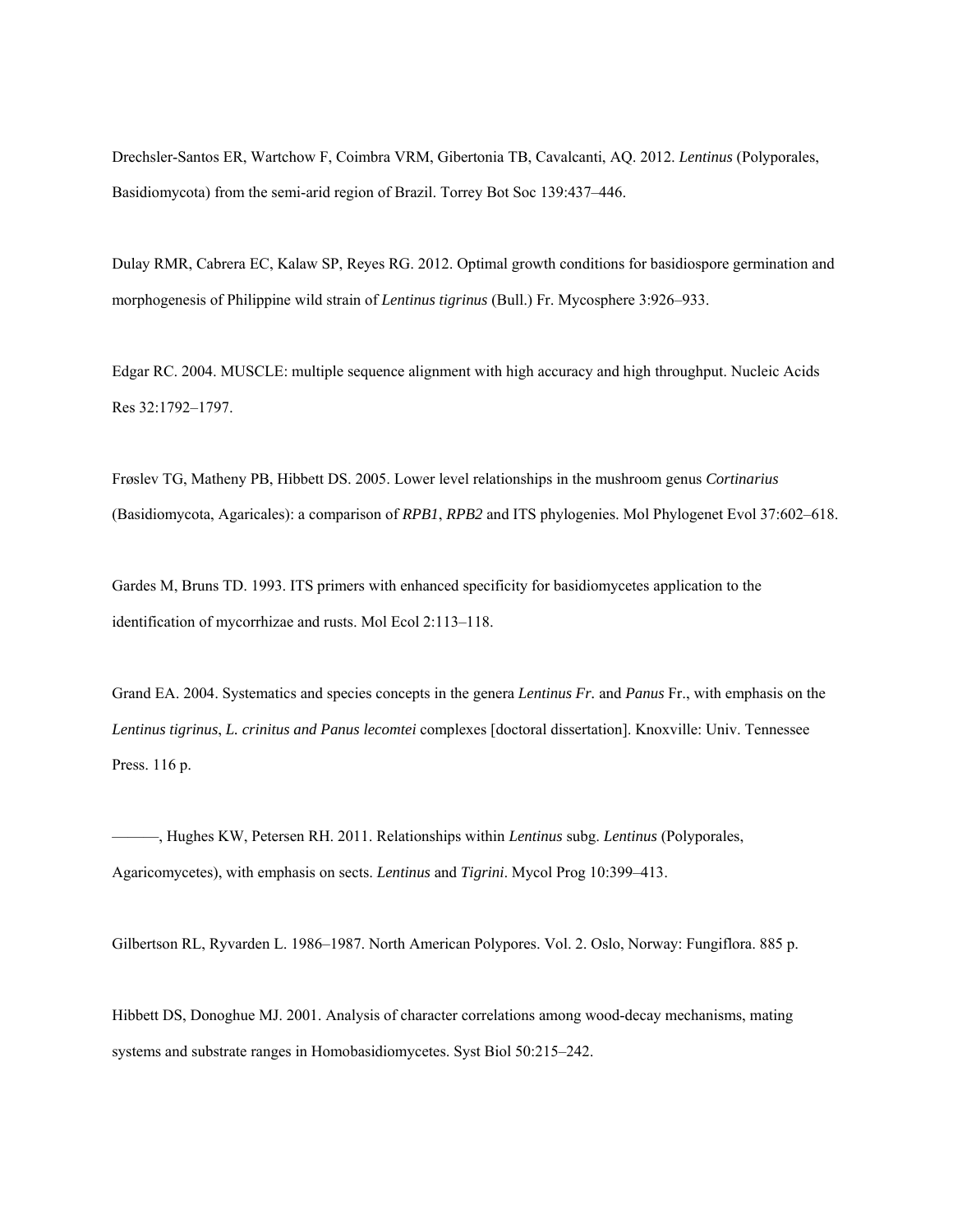Drechsler-Santos ER, Wartchow F, Coimbra VRM, Gibertonia TB, Cavalcanti, AQ. 2012. *Lentinus* (Polyporales, Basidiomycota) from the semi-arid region of Brazil. Torrey Bot Soc 139:437–446.

Dulay RMR, Cabrera EC, Kalaw SP, Reyes RG. 2012. Optimal growth conditions for basidiospore germination and morphogenesis of Philippine wild strain of *Lentinus tigrinus* (Bull.) Fr. Mycosphere 3:926–933.

Edgar RC. 2004. MUSCLE: multiple sequence alignment with high accuracy and high throughput. Nucleic Acids Res 32:1792–1797.

Frøslev TG, Matheny PB, Hibbett DS. 2005. Lower level relationships in the mushroom genus *Cortinarius* (Basidiomycota, Agaricales): a comparison of *RPB1*, *RPB2* and ITS phylogenies. Mol Phylogenet Evol 37:602–618.

Gardes M, Bruns TD. 1993. ITS primers with enhanced specificity for basidiomycetes application to the identification of mycorrhizae and rusts. Mol Ecol 2:113–118.

Grand EA. 2004. Systematics and species concepts in the genera *Lentinus Fr.* and *Panus* Fr., with emphasis on the *Lentinus tigrinus*, *L. crinitus and Panus lecomtei* complexes [doctoral dissertation]. Knoxville: Univ. Tennessee Press. 116 p.

———, Hughes KW, Petersen RH. 2011. Relationships within *Lentinus* subg. *Lentinus* (Polyporales, Agaricomycetes), with emphasis on sects. *Lentinus* and *Tigrini*. Mycol Prog 10:399–413.

Gilbertson RL, Ryvarden L. 1986–1987. North American Polypores. Vol. 2. Oslo, Norway: Fungiflora. 885 p.

Hibbett DS, Donoghue MJ. 2001. Analysis of character correlations among wood-decay mechanisms, mating systems and substrate ranges in Homobasidiomycetes. Syst Biol 50:215–242.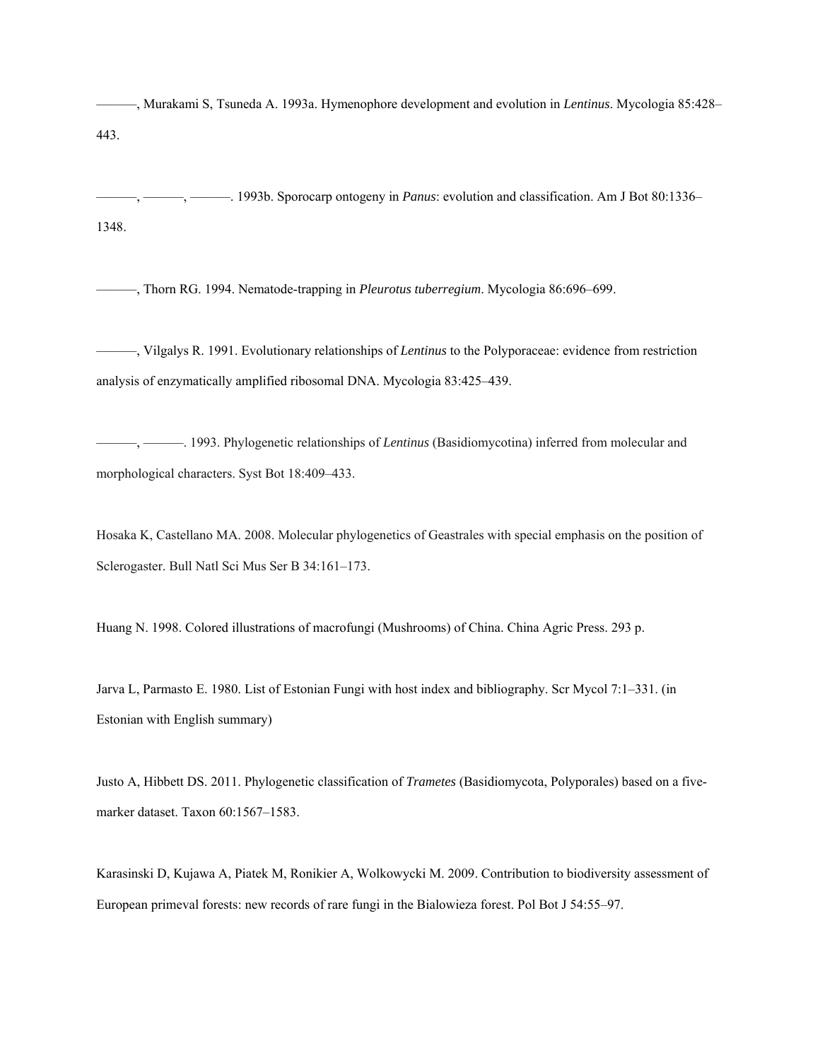———, Murakami S, Tsuneda A. 1993a. Hymenophore development and evolution in *Lentinus*. Mycologia 85:428–443.

———, ———, ———. 1993b. Sporocarp ontogeny in *Panus*: evolution and classification. Am J Bot 80:1336–1348.

———, Thorn RG. 1994. Nematode-trapping in *Pleurotus tuberregium*. Mycologia 86:696–699.

———, Vilgalys R. 1991. Evolutionary relationships of *Lentinus* to the Polyporaceae: evidence from restriction analysis of enzymatically amplified ribosomal DNA. Mycologia 83:425–439.

———, ———. 1993. Phylogenetic relationships of *Lentinus* (Basidiomycotina) inferred from molecular and morphological characters. Syst Bot 18:409–433.

Hosaka K, Castellano MA. 2008. Molecular phylogenetics of Geastrales with special emphasis on the position of Sclerogaster. Bull Natl Sci Mus Ser B 34:161–173.

Huang N. 1998. Colored illustrations of macrofungi (Mushrooms) of China. China Agric Press. 293 p.

Jarva L, Parmasto E. 1980. List of Estonian Fungi with host index and bibliography. Scr Mycol 7:1–331. (in Estonian with English summary)

Justo A, Hibbett DS. 2011. Phylogenetic classification of *Trametes* (Basidiomycota, Polyporales) based on a five-marker dataset. Taxon 60:1567–1583.

Karasinski D, Kujawa A, Piatek M, Ronikier A, Wolkowycki M. 2009. Contribution to biodiversity assessment of European primeval forests: new records of rare fungi in the Bialowieza forest. Pol Bot J 54:55–97.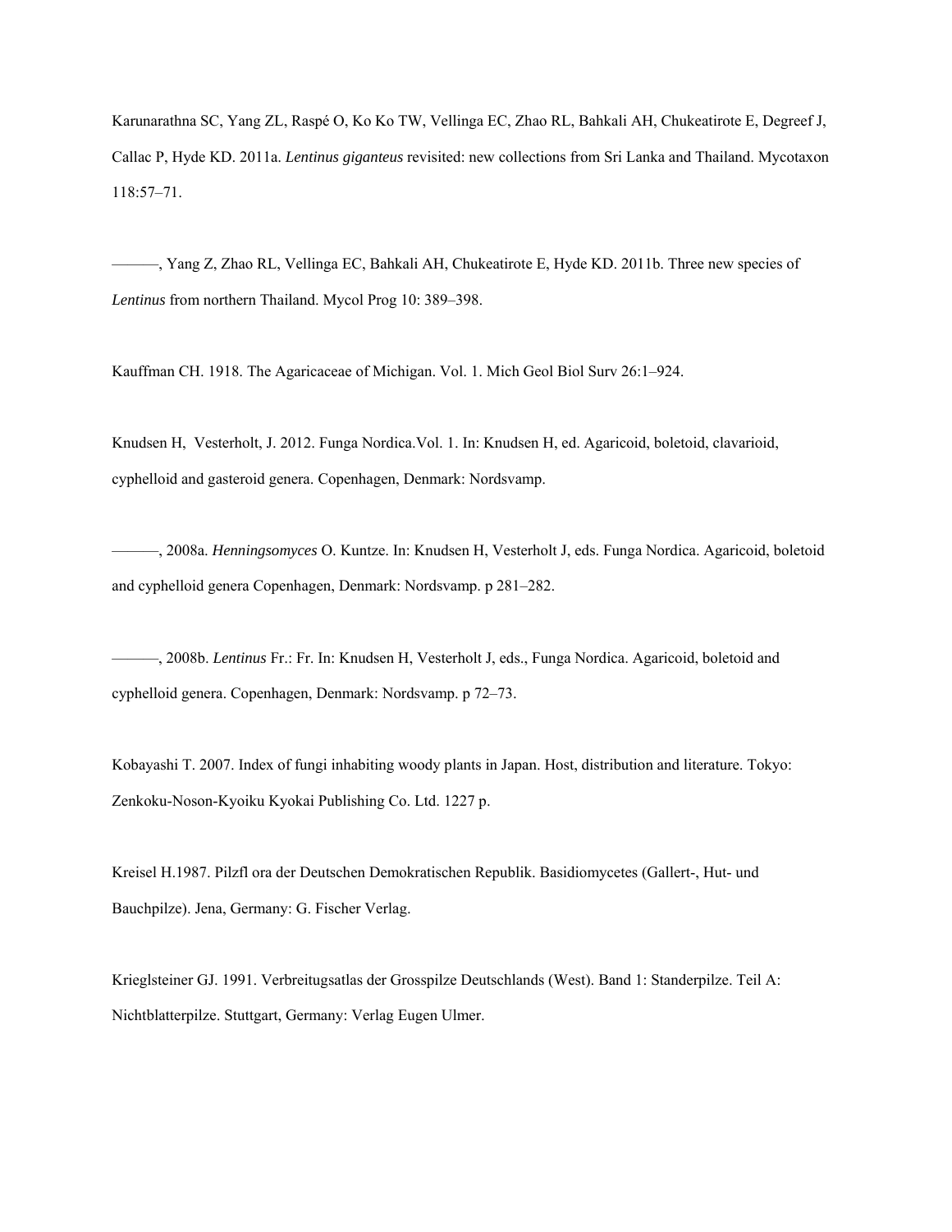Karunarathna SC, Yang ZL, Raspé O, Ko Ko TW, Vellinga EC, Zhao RL, Bahkali AH, Chukeatirote E, Degreef J, Callac P, Hyde KD. 2011a. *Lentinus giganteus* revisited: new collections from Sri Lanka and Thailand. Mycotaxon 118:57–71.

———, Yang Z, Zhao RL, Vellinga EC, Bahkali AH, Chukeatirote E, Hyde KD. 2011b. Three new species of *Lentinus* from northern Thailand. Mycol Prog 10: 389–398.

Kauffman CH. 1918. The Agaricaceae of Michigan. Vol. 1. Mich Geol Biol Surv 26:1–924.

Knudsen H, Vesterholt, J. 2012. Funga Nordica.Vol. 1. In: Knudsen H, ed. Agaricoid, boletoid, clavarioid, cyphelloid and gasteroid genera. Copenhagen, Denmark: Nordsvamp.

———, 2008a. *Henningsomyces* O. Kuntze. In: Knudsen H, Vesterholt J, eds. Funga Nordica. Agaricoid, boletoid and cyphelloid genera Copenhagen, Denmark: Nordsvamp. p 281–282.

———, 2008b. *Lentinus* Fr.: Fr. In: Knudsen H, Vesterholt J, eds., Funga Nordica. Agaricoid, boletoid and cyphelloid genera. Copenhagen, Denmark: Nordsvamp. p 72–73.

Kobayashi T. 2007. Index of fungi inhabiting woody plants in Japan. Host, distribution and literature. Tokyo: Zenkoku-Noson-Kyoiku Kyokai Publishing Co. Ltd. 1227 p.

Kreisel H.1987. Pilzfl ora der Deutschen Demokratischen Republik. Basidiomycetes (Gallert-, Hut- und Bauchpilze). Jena, Germany: G. Fischer Verlag.

Krieglsteiner GJ. 1991. Verbreitugsatlas der Grosspilze Deutschlands (West). Band 1: Standerpilze. Teil A: Nichtblatterpilze. Stuttgart, Germany: Verlag Eugen Ulmer.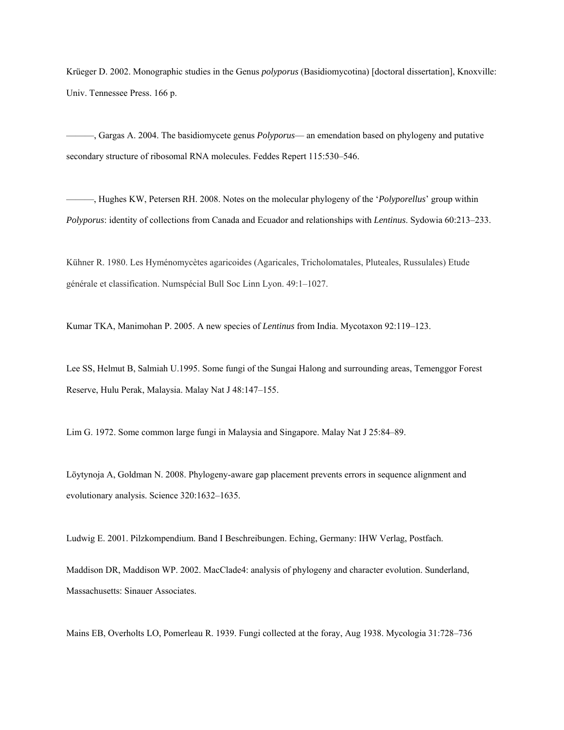Krüeger D. 2002. Monographic studies in the Genus *polyporus* (Basidiomycotina) [doctoral dissertation], Knoxville: Univ. Tennessee Press. 166 p.

———, Gargas A. 2004. The basidiomycete genus *Polyporus*— an emendation based on phylogeny and putative secondary structure of ribosomal RNA molecules. Feddes Repert 115:530–546.

———, Hughes KW, Petersen RH. 2008. Notes on the molecular phylogeny of the '*Polyporellus*' group within *Polyporus*: identity of collections from Canada and Ecuador and relationships with *Lentinus*. Sydowia 60:213–233.

Kühner R. 1980. Les Hyménomycètes agaricoides (Agaricales, Tricholomatales, Pluteales, Russulales) Etude générale et classification. Numspécial Bull Soc Linn Lyon. 49:1–1027.

Kumar TKA, Manimohan P. 2005. A new species of *Lentinus* from India. Mycotaxon 92:119–123.

Lee SS, Helmut B, Salmiah U.1995. Some fungi of the Sungai Halong and surrounding areas, Temenggor Forest Reserve, Hulu Perak, Malaysia. Malay Nat J 48:147–155.

Lim G. 1972. Some common large fungi in Malaysia and Singapore. Malay Nat J 25:84–89.

Löytynoja A, Goldman N. 2008. Phylogeny-aware gap placement prevents errors in sequence alignment and evolutionary analysis. Science 320:1632–1635.

Ludwig E. 2001. Pilzkompendium. Band I Beschreibungen. Eching, Germany: IHW Verlag, Postfach.

Maddison DR, Maddison WP. 2002. MacClade4: analysis of phylogeny and character evolution. Sunderland, Massachusetts: Sinauer Associates.

Mains EB, Overholts LO, Pomerleau R. 1939. Fungi collected at the foray, Aug 1938. Mycologia 31:728–736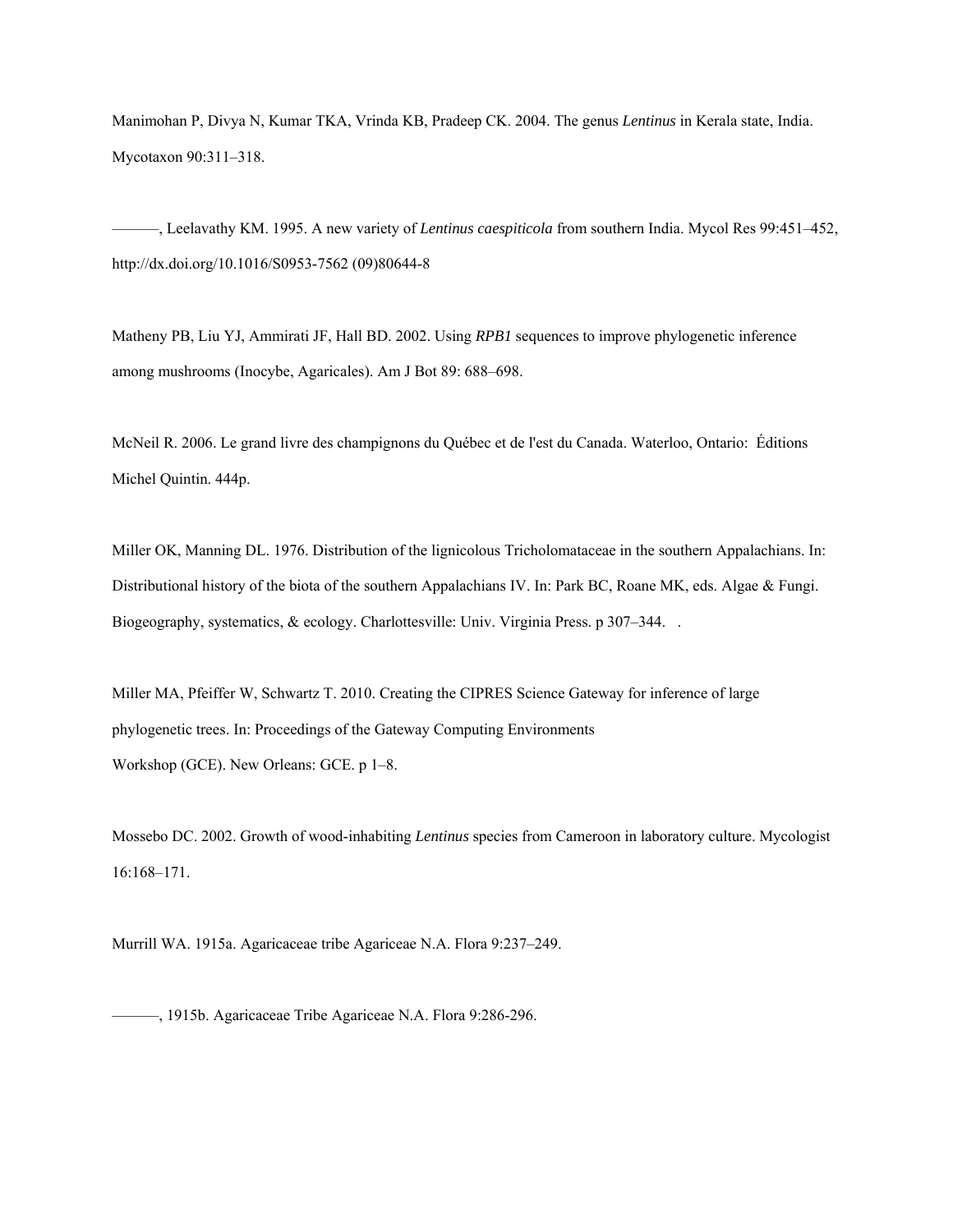Manimohan P, Divya N, Kumar TKA, Vrinda KB, Pradeep CK. 2004. The genus *Lentinus* in Kerala state, India. Mycotaxon 90:311–318.

———, Leelavathy KM. 1995. A new variety of *Lentinus caespiticola* from southern India. Mycol Res 99:451–452, http://dx.doi.org/10.1016/S0953-7562 (09)80644-8

Matheny PB, Liu YJ, Ammirati JF, Hall BD. 2002. Using *RPB1* sequences to improve phylogenetic inference among mushrooms (Inocybe, Agaricales). Am J Bot 89: 688–698.

McNeil R. 2006. Le grand livre des champignons du Québec et de l'est du Canada. Waterloo, Ontario: Éditions Michel Quintin. 444p.

Miller OK, Manning DL. 1976. Distribution of the lignicolous Tricholomataceae in the southern Appalachians. In: Distributional history of the biota of the southern Appalachians IV. In: Park BC, Roane MK, eds. Algae & Fungi. Biogeography, systematics, & ecology. Charlottesville: Univ. Virginia Press. p 307–344. .

Miller MA, Pfeiffer W, Schwartz T. 2010. Creating the CIPRES Science Gateway for inference of large phylogenetic trees. In: Proceedings of the Gateway Computing Environments Workshop (GCE). New Orleans: GCE. p 1–8.

Mossebo DC. 2002. Growth of wood-inhabiting *Lentinus* species from Cameroon in laboratory culture. Mycologist 16:168–171.

Murrill WA. 1915a. Agaricaceae tribe Agariceae N.A. Flora 9:237–249.

———, 1915b. Agaricaceae Tribe Agariceae N.A. Flora 9:286-296.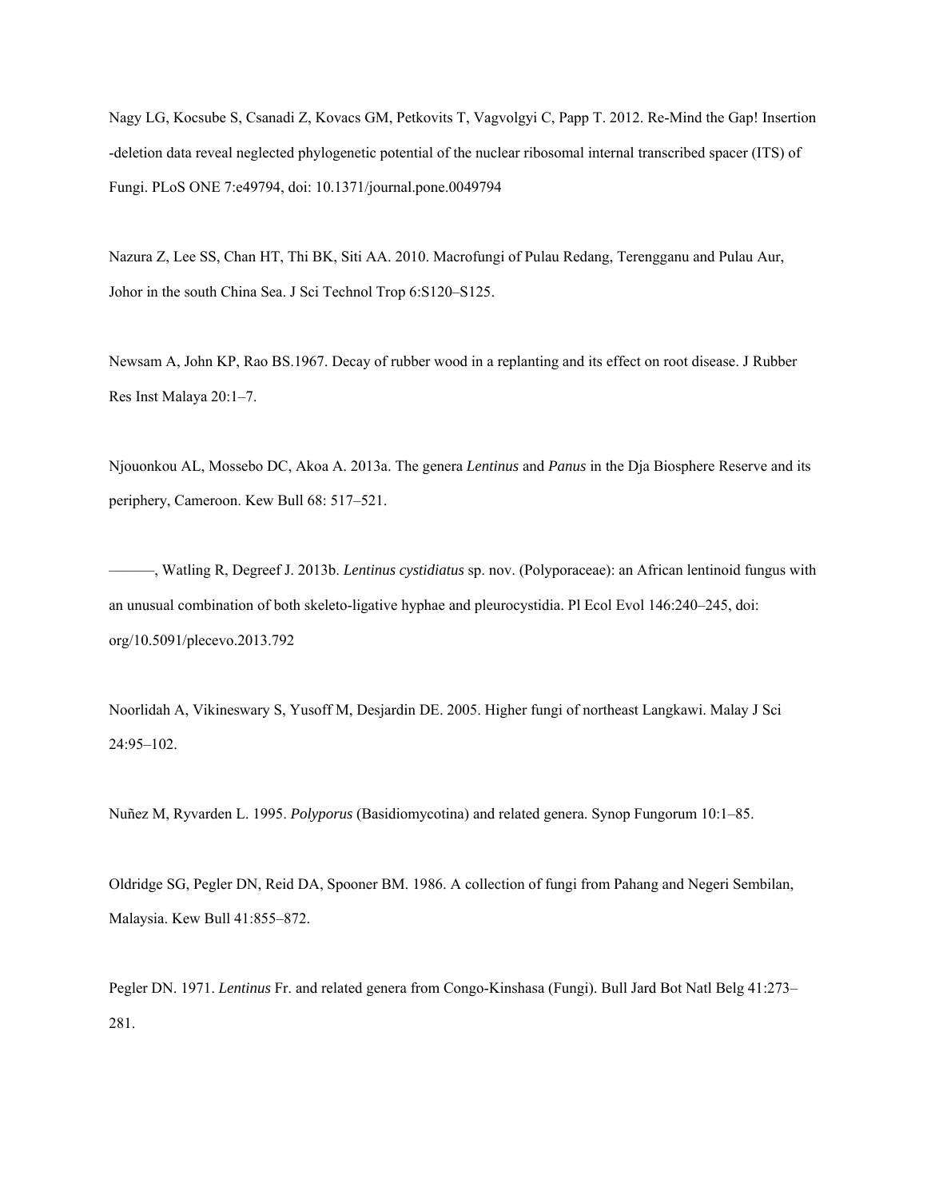Nagy LG, Kocsube S, Csanadi Z, Kovacs GM, Petkovits T, Vagvolgyi C, Papp T. 2012. Re-Mind the Gap! Insertion -deletion data reveal neglected phylogenetic potential of the nuclear ribosomal internal transcribed spacer (ITS) of Fungi. PLoS ONE 7:e49794, doi: 10.1371/journal.pone.0049794

Nazura Z, Lee SS, Chan HT, Thi BK, Siti AA. 2010. Macrofungi of Pulau Redang, Terengganu and Pulau Aur, Johor in the south China Sea. J Sci Technol Trop 6:S120–S125.

Newsam A, John KP, Rao BS.1967. Decay of rubber wood in a replanting and its effect on root disease. J Rubber Res Inst Malaya 20:1–7.

Njouonkou AL, Mossebo DC, Akoa A. 2013a. The genera *Lentinus* and *Panus* in the Dja Biosphere Reserve and its periphery, Cameroon. Kew Bull 68: 517–521.

———, Watling R, Degreef J. 2013b. *Lentinus cystidiatus* sp. nov. (Polyporaceae): an African lentinoid fungus with an unusual combination of both skeleto-ligative hyphae and pleurocystidia. Pl Ecol Evol 146:240–245, doi: org/10.5091/plecevo.2013.792

Noorlidah A, Vikineswary S, Yusoff M, Desjardin DE. 2005. Higher fungi of northeast Langkawi. Malay J Sci 24:95–102.

Nuñez M, Ryvarden L. 1995. *Polyporus* (Basidiomycotina) and related genera. Synop Fungorum 10:1–85.

Oldridge SG, Pegler DN, Reid DA, Spooner BM. 1986. A collection of fungi from Pahang and Negeri Sembilan, Malaysia. Kew Bull 41:855–872.

Pegler DN. 1971. *Lentinus* Fr. and related genera from Congo-Kinshasa (Fungi). Bull Jard Bot Natl Belg 41:273–281.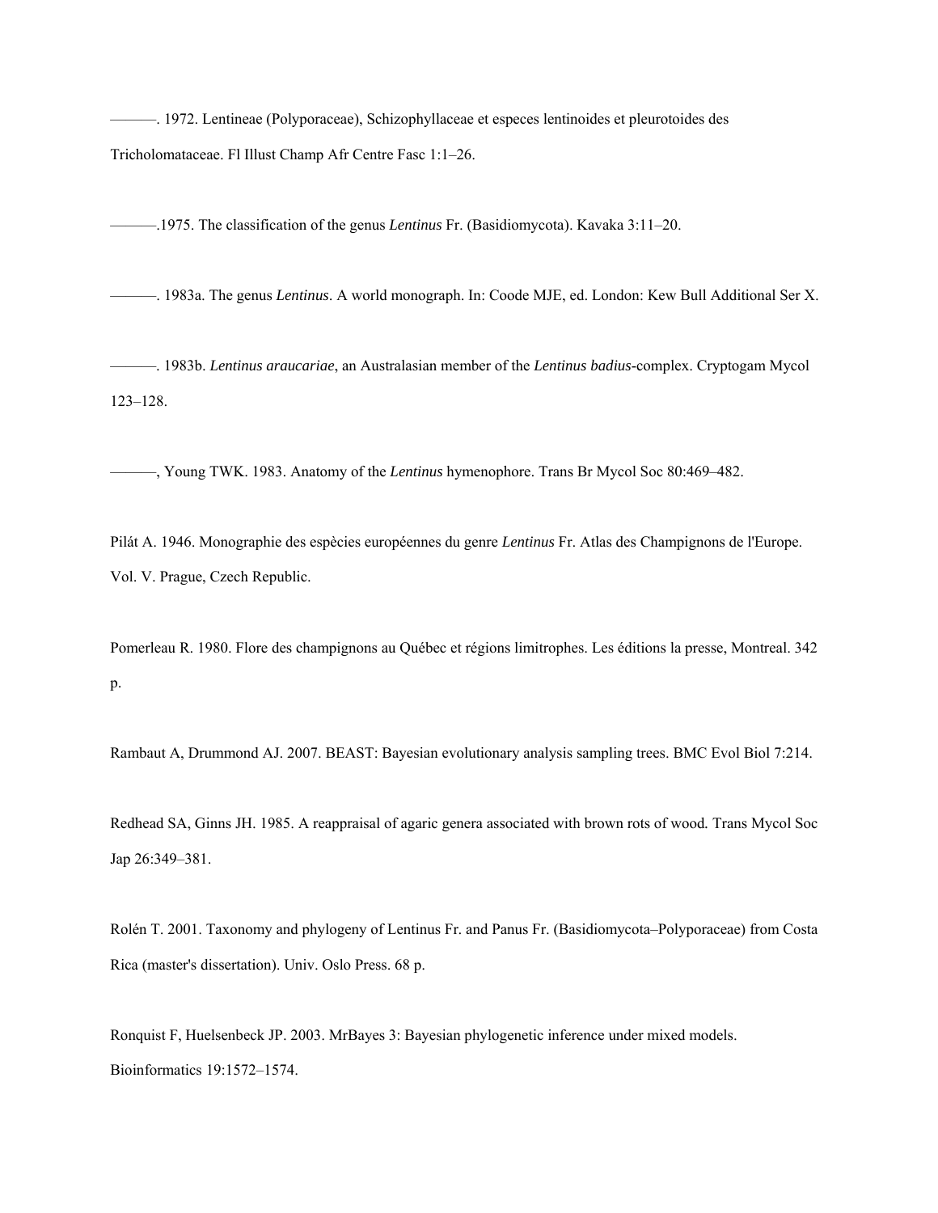———. 1972. Lentineae (Polyporaceae), Schizophyllaceae et especes lentinoides et pleurotoides des Tricholomataceae. Fl Illust Champ Afr Centre Fasc 1:1–26.

———.1975. The classification of the genus *Lentinus* Fr. (Basidiomycota). Kavaka 3:11–20.

———. 1983a. The genus *Lentinus*. A world monograph. In: Coode MJE, ed. London: Kew Bull Additional Ser X.

———. 1983b. *Lentinus araucariae*, an Australasian member of the *Lentinus badius*-complex. Cryptogam Mycol 123–128.

———, Young TWK. 1983. Anatomy of the *Lentinus* hymenophore. Trans Br Mycol Soc 80:469–482.

Pilát A. 1946. Monographie des espècies européennes du genre *Lentinus* Fr. Atlas des Champignons de l'Europe. Vol. V. Prague, Czech Republic.

Pomerleau R. 1980. Flore des champignons au Québec et régions limitrophes. Les éditions la presse, Montreal. 342 p.

Rambaut A, Drummond AJ. 2007. BEAST: Bayesian evolutionary analysis sampling trees. BMC Evol Biol 7:214.

Redhead SA, Ginns JH. 1985. A reappraisal of agaric genera associated with brown rots of wood. Trans Mycol Soc Jap 26:349–381.

Rolén T. 2001. Taxonomy and phylogeny of Lentinus Fr. and Panus Fr. (Basidiomycota–Polyporaceae) from Costa Rica (master's dissertation). Univ. Oslo Press. 68 p.

Ronquist F, Huelsenbeck JP. 2003. MrBayes 3: Bayesian phylogenetic inference under mixed models. Bioinformatics 19:1572–1574.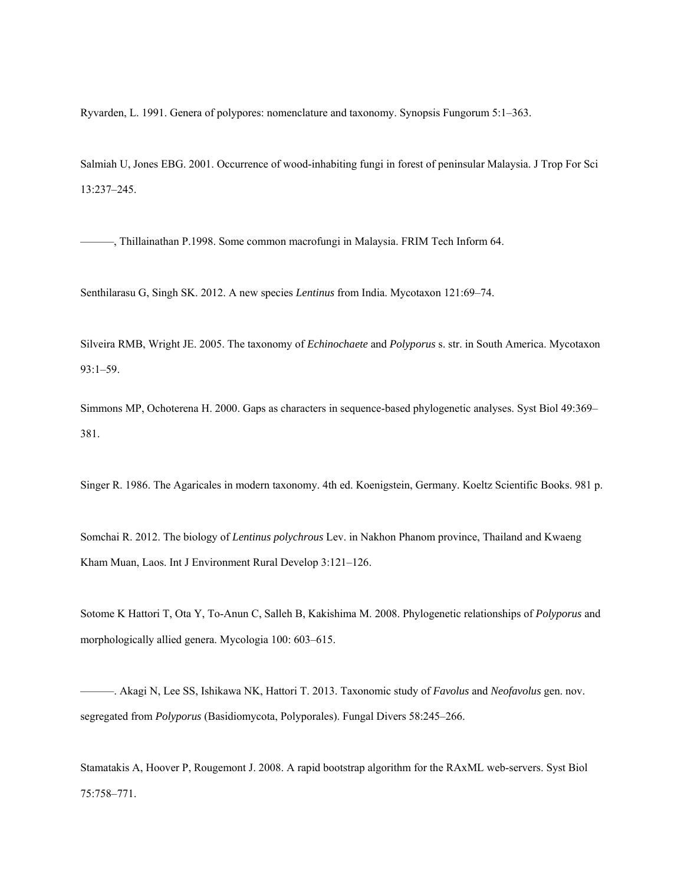Ryvarden, L. 1991. Genera of polypores: nomenclature and taxonomy. Synopsis Fungorum 5:1–363.

Salmiah U, Jones EBG. 2001. Occurrence of wood-inhabiting fungi in forest of peninsular Malaysia. J Trop For Sci 13:237–245.

———, Thillainathan P.1998. Some common macrofungi in Malaysia. FRIM Tech Inform 64.

Senthilarasu G, Singh SK. 2012. A new species *Lentinus* from India. Mycotaxon 121:69–74.

Silveira RMB, Wright JE. 2005. The taxonomy of *Echinochaete* and *Polyporus* s. str. in South America. Mycotaxon 93:1–59.

Simmons MP, Ochoterena H. 2000. Gaps as characters in sequence-based phylogenetic analyses. Syst Biol 49:369–381.

Singer R. 1986. The Agaricales in modern taxonomy. 4th ed. Koenigstein, Germany. Koeltz Scientific Books. 981 p.

Somchai R. 2012. The biology of *Lentinus polychrous* Lev. in Nakhon Phanom province, Thailand and Kwaeng Kham Muan, Laos. Int J Environment Rural Develop 3:121–126.

Sotome K Hattori T, Ota Y, To-Anun C, Salleh B, Kakishima M. 2008. Phylogenetic relationships of *Polyporus* and morphologically allied genera. Mycologia 100: 603–615.

———. Akagi N, Lee SS, Ishikawa NK, Hattori T. 2013. Taxonomic study of *Favolus* and *Neofavolus* gen. nov. segregated from *Polyporus* (Basidiomycota, Polyporales). Fungal Divers 58:245–266.

Stamatakis A, Hoover P, Rougemont J. 2008. A rapid bootstrap algorithm for the RAxML web-servers. Syst Biol 75:758–771.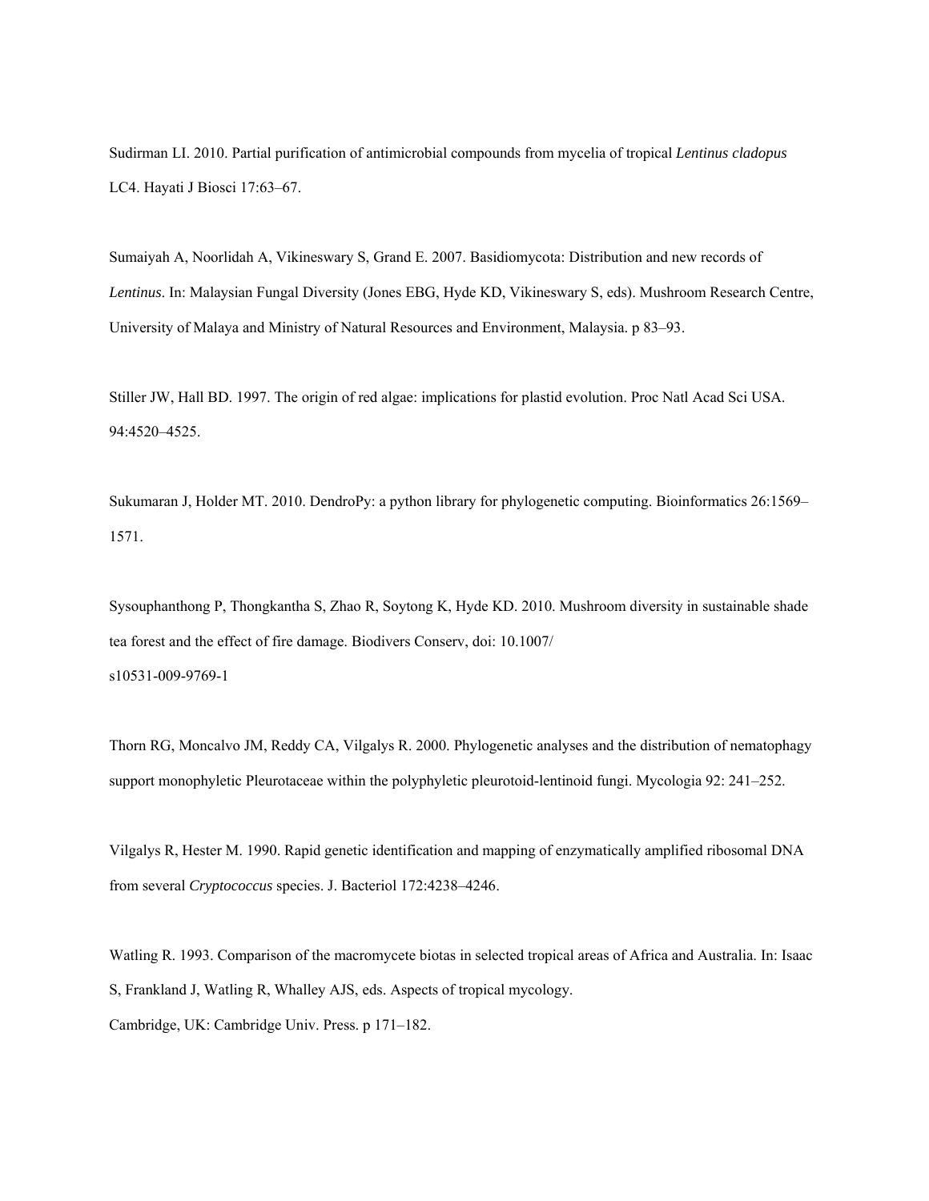Sudirman LI. 2010. Partial purification of antimicrobial compounds from mycelia of tropical *Lentinus cladopus* LC4. Hayati J Biosci 17:63–67.

Sumaiyah A, Noorlidah A, Vikineswary S, Grand E. 2007. Basidiomycota: Distribution and new records of *Lentinus*. In: Malaysian Fungal Diversity (Jones EBG, Hyde KD, Vikineswary S, eds). Mushroom Research Centre, University of Malaya and Ministry of Natural Resources and Environment, Malaysia. p 83–93.

Stiller JW, Hall BD. 1997. The origin of red algae: implications for plastid evolution. Proc Natl Acad Sci USA. 94:4520–4525.

Sukumaran J, Holder MT. 2010. DendroPy: a python library for phylogenetic computing. Bioinformatics 26:1569–1571.

Sysouphanthong P, Thongkantha S, Zhao R, Soytong K, Hyde KD. 2010. Mushroom diversity in sustainable shade tea forest and the effect of fire damage. Biodivers Conserv, doi: 10.1007/s10531-009-9769-1

Thorn RG, Moncalvo JM, Reddy CA, Vilgalys R. 2000. Phylogenetic analyses and the distribution of nematophagy support monophyletic Pleurotaceae within the polyphyletic pleurotoid-lentinoid fungi. Mycologia 92: 241–252.

Vilgalys R, Hester M. 1990. Rapid genetic identification and mapping of enzymatically amplified ribosomal DNA from several *Cryptococcus* species. J. Bacteriol 172:4238–4246.

Watling R. 1993. Comparison of the macromycete biotas in selected tropical areas of Africa and Australia. In: Isaac S, Frankland J, Watling R, Whalley AJS, eds. Aspects of tropical mycology. Cambridge, UK: Cambridge Univ. Press. p 171–182.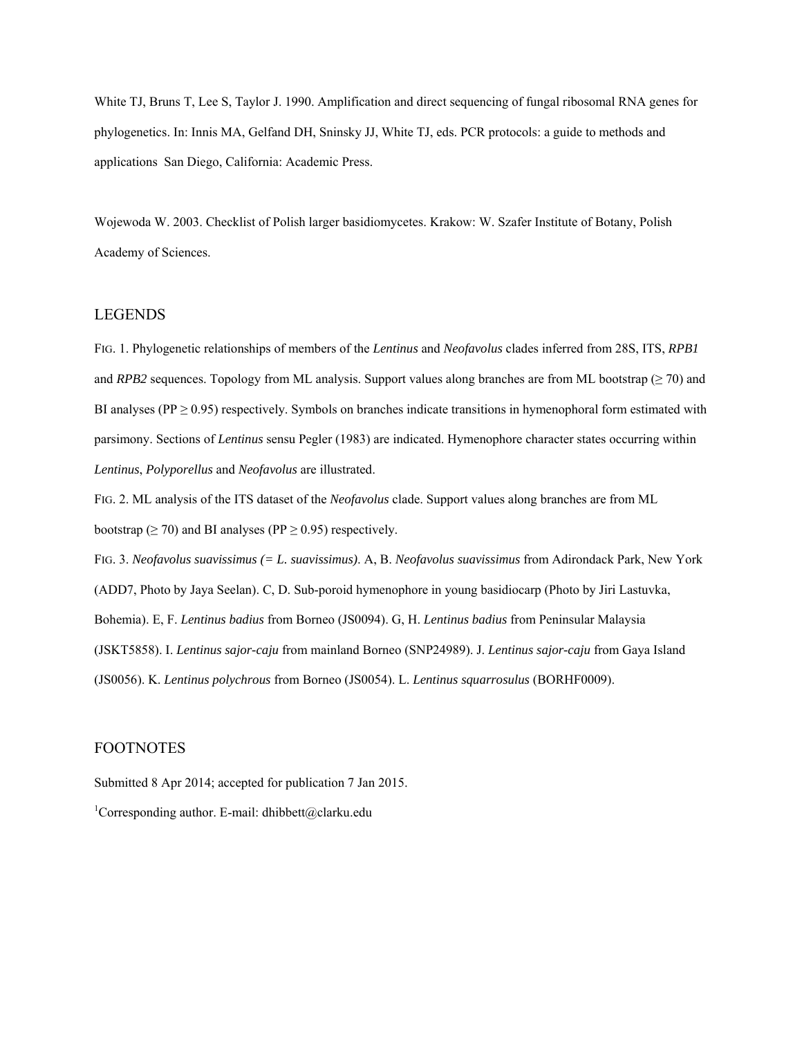White TJ, Bruns T, Lee S, Taylor J. 1990. Amplification and direct sequencing of fungal ribosomal RNA genes for phylogenetics. In: Innis MA, Gelfand DH, Sninsky JJ, White TJ, eds. PCR protocols: a guide to methods and applications San Diego, California: Academic Press.

Wojewoda W. 2003. Checklist of Polish larger basidiomycetes. Krakow: W. Szafer Institute of Botany, Polish Academy of Sciences.

## LEGENDS

FIG. 1. Phylogenetic relationships of members of the *Lentinus* and *Neofavolus* clades inferred from 28S, ITS, *RPB1* and *RPB2* sequences. Topology from ML analysis. Support values along branches are from ML bootstrap (≥ 70) and BI analyses (PP ≥ 0.95) respectively. Symbols on branches indicate transitions in hymenophoral form estimated with parsimony. Sections of *Lentinus* sensu Pegler (1983) are indicated. Hymenophore character states occurring within *Lentinus*, *Polyporellus* and *Neofavolus* are illustrated.

FIG. 2. ML analysis of the ITS dataset of the *Neofavolus* clade. Support values along branches are from ML bootstrap (≥ 70) and BI analyses (PP ≥ 0.95) respectively.

FIG. 3. *Neofavolus suavissimus (= L. suavissimus)*. A, B. *Neofavolus suavissimus* from Adirondack Park, New York (ADD7, Photo by Jaya Seelan). C, D. Sub-poroid hymenophore in young basidiocarp (Photo by Jiri Lastuvka, Bohemia). E, F. *Lentinus badius* from Borneo (JS0094). G, H. *Lentinus badius* from Peninsular Malaysia (JSKT5858). I. *Lentinus sajor-caju* from mainland Borneo (SNP24989). J. *Lentinus sajor-caju* from Gaya Island (JS0056). K. *Lentinus polychrous* from Borneo (JS0054). L. *Lentinus squarrosulus* (BORHF0009).

## FOOTNOTES

Submitted 8 Apr 2014; accepted for publication 7 Jan 2015.

[1]Corresponding author. E-mail: dhibbett@clarku.edu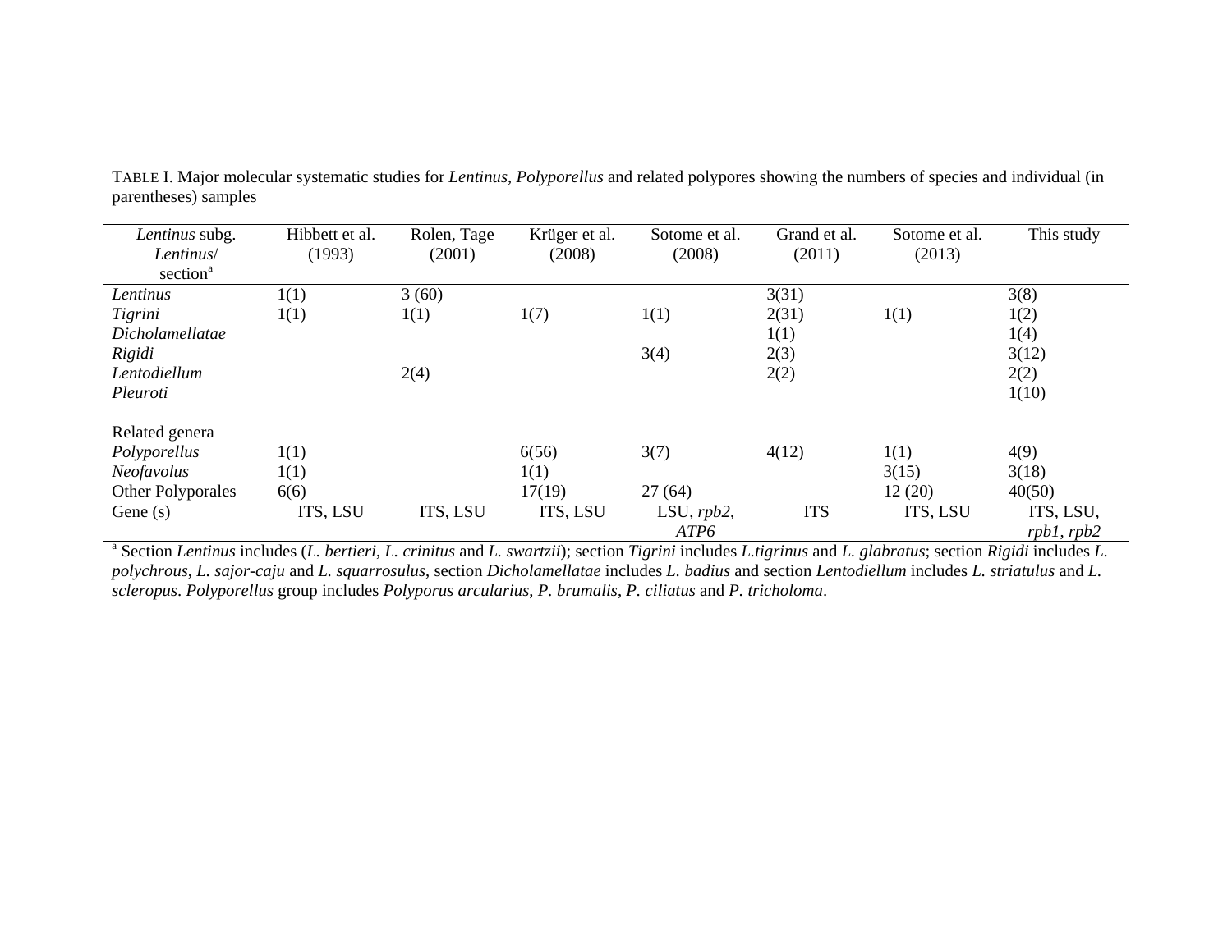TABLE I. Major molecular systematic studies for *Lentinus*, *Polyporellus* and related polypores showing the numbers of species and individual (in parentheses) samples

| *Lentinus* subg. *Lentinus*/ section[a] | Hibbett et al. (1993) | Rolen, Tage (2001) | Krüger et al. (2008) | Sotome et al. (2008) | Grand et al. (2011) | Sotome et al. (2013) | This study |
|---|---|---|---|---|---|---|---|
| *Lentinus* | 1(1) | 3 (60) | | | 3(31) | | 3(8) |
| *Tigrini* | 1(1) | 1(1) | 1(7) | 1(1) | 2(31) | 1(1) | 1(2) |
| *Dicholamellatae* | | | | | 1(1) | | 1(4) |
| *Rigidi* | | | | 3(4) | 2(3) | | 3(12) |
| *Lentodiellum* | | 2(4) | | | 2(2) | | 2(2) |
| *Pleuroti* | | | | | | | 1(10) |
| Related genera | | | | | | | |
| *Polyporellus* | 1(1) | | 6(56) | 3(7) | 4(12) | 1(1) | 4(9) |
| *Neofavolus* | 1(1) | | 1(1) | | | 3(15) | 3(18) |
| Other Polyporales | 6(6) | | 17(19) | 27 (64) | | 12 (20) | 40(50) |
| Gene (s) | ITS, LSU | ITS, LSU | ITS, LSU | LSU, *rpb2*, *ATP6* | ITS | ITS, LSU | ITS, LSU, *rpb1*, *rpb2* |

[a] Section *Lentinus* includes (*L. bertieri*, *L. crinitus* and *L. swartzii*); section *Tigrini* includes *L.tigrinus* and *L. glabratus*; section *Rigidi* includes *L. polychrous*, *L. sajor-caju* and *L. squarrosulus*, section *Dicholamellatae* includes *L. badius* and section *Lentodiellum* includes *L. striatulus* and *L. scleropus*. *Polyporellus* group includes *Polyporus arcularius*, *P. brumalis*, *P. ciliatus* and *P. tricholoma*.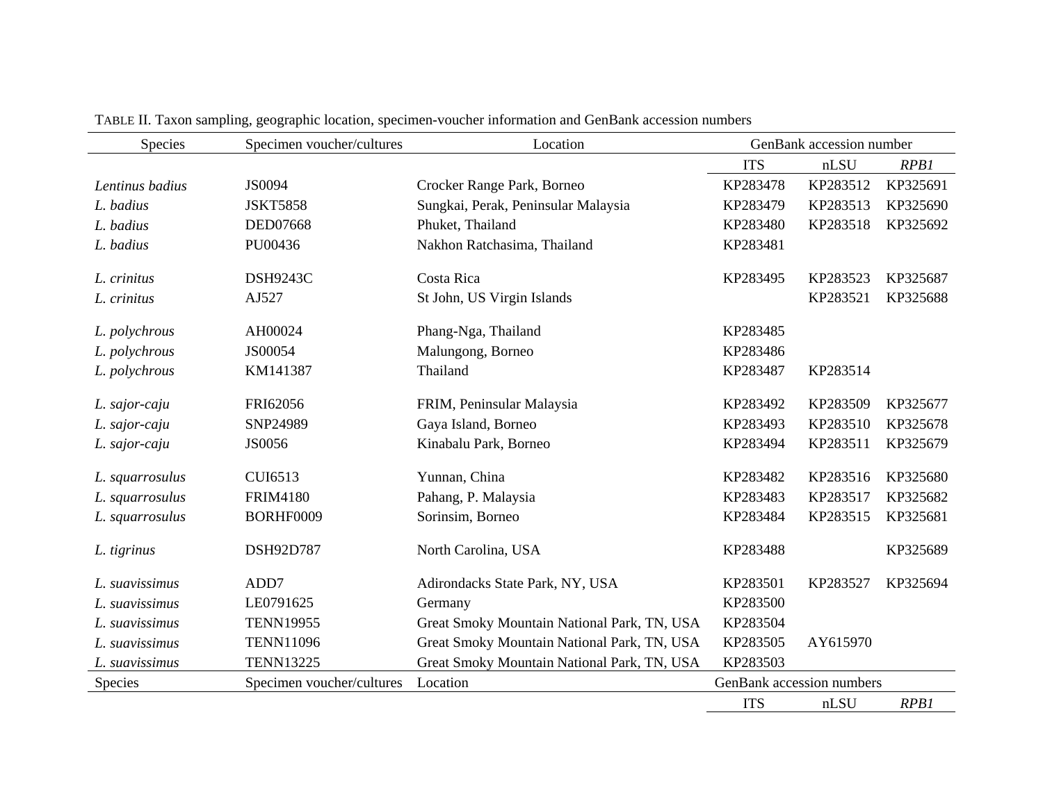TABLE II. Taxon sampling, geographic location, specimen-voucher information and GenBank accession numbers

| Species | Specimen voucher/cultures | Location | GenBank accession number | | |
|---|---|---|---|---|---|
| | | | ITS | nLSU | *RPB1* |
| *Lentinus badius* | JS0094 | Crocker Range Park, Borneo | KP283478 | KP283512 | KP325691 |
| *L. badius* | JSKT5858 | Sungkai, Perak, Peninsular Malaysia | KP283479 | KP283513 | KP325690 |
| *L. badius* | DED07668 | Phuket, Thailand | KP283480 | KP283518 | KP325692 |
| *L. badius* | PU00436 | Nakhon Ratchasima, Thailand | KP283481 | | |
| *L. crinitus* | DSH9243C | Costa Rica | KP283495 | KP283523 | KP325687 |
| *L. crinitus* | AJ527 | St John, US Virgin Islands | | KP283521 | KP325688 |
| *L. polychrous* | AH00024 | Phang-Nga, Thailand | KP283485 | | |
| *L. polychrous* | JS00054 | Malungong, Borneo | KP283486 | | |
| *L. polychrous* | KM141387 | Thailand | KP283487 | KP283514 | |
| *L. sajor-caju* | FRI62056 | FRIM, Peninsular Malaysia | KP283492 | KP283509 | KP325677 |
| *L. sajor-caju* | SNP24989 | Gaya Island, Borneo | KP283493 | KP283510 | KP325678 |
| *L. sajor-caju* | JS0056 | Kinabalu Park, Borneo | KP283494 | KP283511 | KP325679 |
| *L. squarrosulus* | CUI6513 | Yunnan, China | KP283482 | KP283516 | KP325680 |
| *L. squarrosulus* | FRIM4180 | Pahang, P. Malaysia | KP283483 | KP283517 | KP325682 |
| *L. squarrosulus* | BORHF0009 | Sorinsim, Borneo | KP283484 | KP283515 | KP325681 |
| *L. tigrinus* | DSH92D787 | North Carolina, USA | KP283488 | | KP325689 |
| *L. suavissimus* | ADD7 | Adirondacks State Park, NY, USA | KP283501 | KP283527 | KP325694 |
| *L. suavissimus* | LE0791625 | Germany | KP283500 | | |
| *L. suavissimus* | TENN19955 | Great Smoky Mountain National Park, TN, USA | KP283504 | | |
| *L. suavissimus* | TENN11096 | Great Smoky Mountain National Park, TN, USA | KP283505 | AY615970 | |
| *L. suavissimus* | TENN13225 | Great Smoky Mountain National Park, TN, USA | KP283503 | | |
| Species | Specimen voucher/cultures | Location | GenBank accession numbers | | |
| | | | ITS | nLSU | *RPB1* |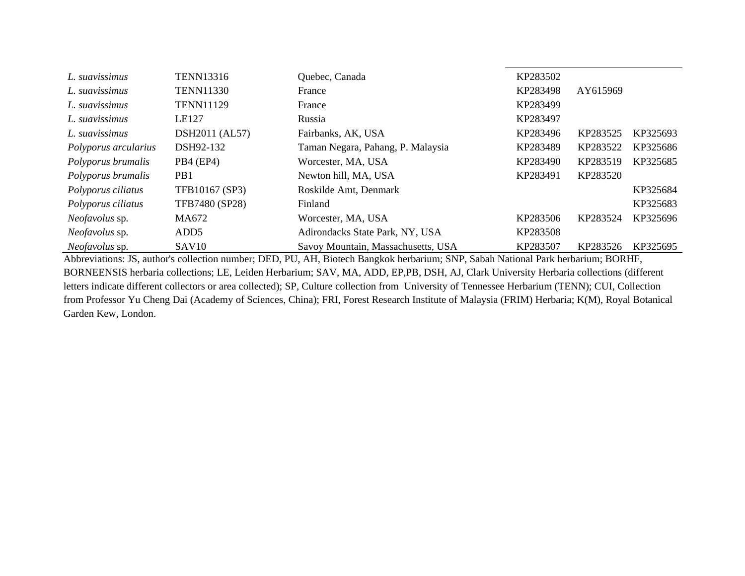| | | | | | |
|---|---|---|---|---|---|
| *L. suavissimus* | TENN13316 | Quebec, Canada | KP283502 | | |
| *L. suavissimus* | TENN11330 | France | KP283498 | AY615969 | |
| *L. suavissimus* | TENN11129 | France | KP283499 | | |
| *L. suavissimus* | LE127 | Russia | KP283497 | | |
| *L. suavissimus* | DSH2011 (AL57) | Fairbanks, AK, USA | KP283496 | KP283525 | KP325693 |
| *Polyporus arcularius* | DSH92-132 | Taman Negara, Pahang, P. Malaysia | KP283489 | KP283522 | KP325686 |
| *Polyporus brumalis* | PB4 (EP4) | Worcester, MA, USA | KP283490 | KP283519 | KP325685 |
| *Polyporus brumalis* | PB1 | Newton hill, MA, USA | KP283491 | KP283520 | |
| *Polyporus ciliatus* | TFB10167 (SP3) | Roskilde Amt, Denmark | | | KP325684 |
| *Polyporus ciliatus* | TFB7480 (SP28) | Finland | | | KP325683 |
| *Neofavolus* sp. | MA672 | Worcester, MA, USA | KP283506 | KP283524 | KP325696 |
| *Neofavolus* sp. | ADD5 | Adirondacks State Park, NY, USA | KP283508 | | |
| *Neofavolus* sp. | SAV10 | Savoy Mountain, Massachusetts, USA | KP283507 | KP283526 | KP325695 |

Abbreviations: JS, author's collection number; DED, PU, AH, Biotech Bangkok herbarium; SNP, Sabah National Park herbarium; BORHF, BORNEENSIS herbaria collections; LE, Leiden Herbarium; SAV, MA, ADD, EP,PB, DSH, AJ, Clark University Herbaria collections (different letters indicate different collectors or area collected); SP, Culture collection from University of Tennessee Herbarium (TENN); CUI, Collection from Professor Yu Cheng Dai (Academy of Sciences, China); FRI, Forest Research Institute of Malaysia (FRIM) Herbaria; K(M), Royal Botanical Garden Kew, London.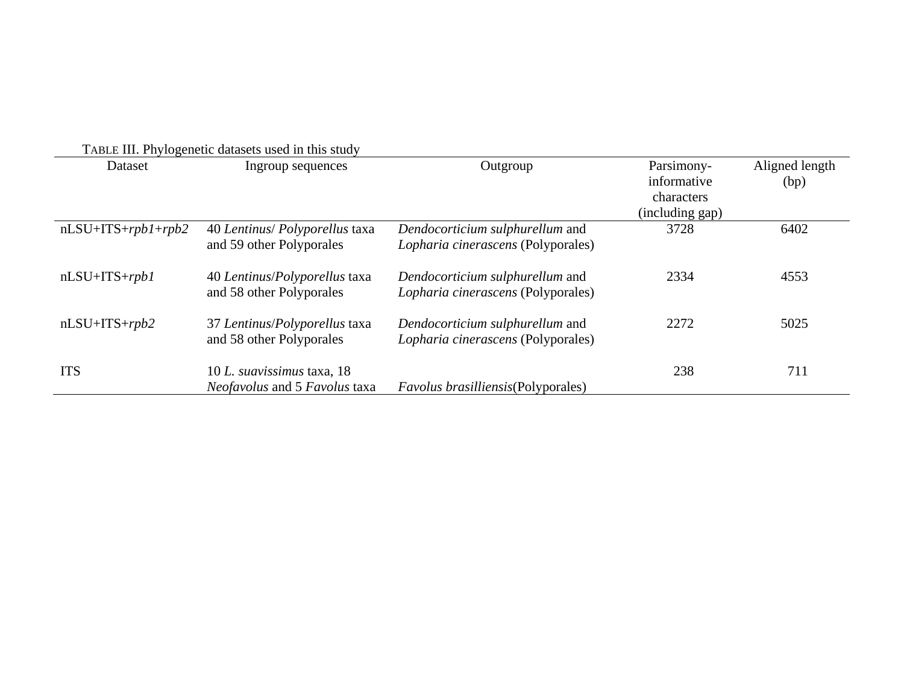TABLE III. Phylogenetic datasets used in this study

| Dataset | Ingroup sequences | Outgroup | Parsimony-informative characters (including gap) | Aligned length (bp) |
|---|---|---|---|---|
| nLSU+ITS+*rpb1*+*rpb2* | 40 *Lentinus*/ *Polyporellus* taxa and 59 other Polyporales | *Dendocorticium sulphurellum* and *Lopharia cinerascens* (Polyporales) | 3728 | 6402 |
| nLSU+ITS+*rpb1* | 40 *Lentinus*/*Polyporellus* taxa and 58 other Polyporales | *Dendocorticium sulphurellum* and *Lopharia cinerascens* (Polyporales) | 2334 | 4553 |
| nLSU+ITS+*rpb2* | 37 *Lentinus*/*Polyporellus* taxa and 58 other Polyporales | *Dendocorticium sulphurellum* and *Lopharia cinerascens* (Polyporales) | 2272 | 5025 |
| ITS | 10 *L. suavissimus* taxa, 18 *Neofavolus* and 5 *Favolus* taxa | *Favolus brasilliensis*(Polyporales) | 238 | 711 |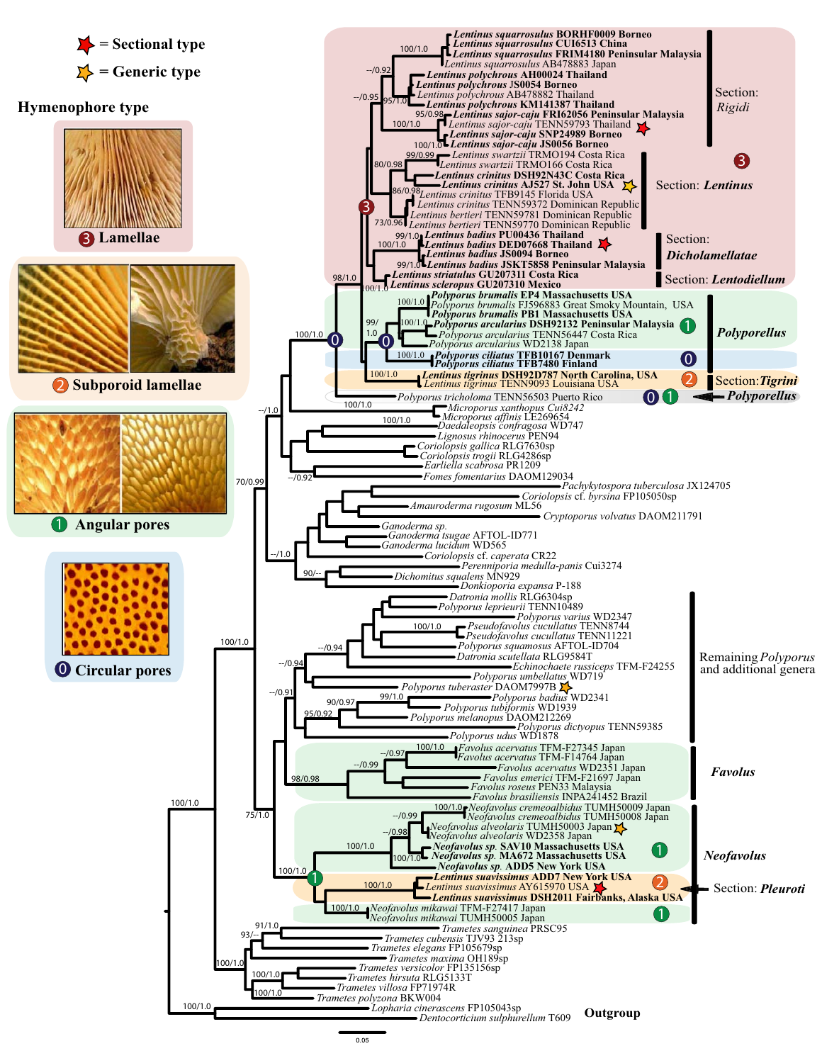= Sectional type

= Generic type

**Hymenophore type**

3 Lamellae

2 Subporoid lamellae

1 Angular pores

0 Circular pores

*Lentinus squarrosulus* BORHF0009 Borneo
*Lentinus squarrosulus* CUI6513 China
*Lentinus squarrosulus* FRIM4180 Peninsular Malaysia
*Lentinus squarrosulus* AB478883 Japan
*Lentinus polychrous* AH00024 Thailand
*Lentinus polychrous* JS0054 Borneo
*Lentinus polychrous* AB478882 Thailand
*Lentinus polychrous* KM141387 Thailand
*Lentinus sajor-caju* FRI62056 Peninsular Malaysia
*Lentinus sajor-caju* TENN59793 Thailand
*Lentinus sajor-caju* SNP24989 Borneo
*Lentinus sajor-caju* JS0056 Borneo
*Lentinus swartzii* TRMO194 Costa Rica
*Lentinus swartzii* TRMO166 Costa Rica
*Lentinus crinitus* DSH92N43C Costa Rica
*Lentinus crinitus* AJ527 St. John USA
*Lentinus crinitus* TFB9145 Florida USA
*Lentinus crinitus* TENN59372 Dominican Republic
*Lentinus bertieri* TENN59781 Dominican Republic
*Lentinus bertieri* TENN59770 Dominican Republic
*Lentinus badius* PU00436 Thailand
*Lentinus badius* DED07668 Thailand
*Lentinus badius* JS0094 Borneo
*Lentinus badius* JSKT5858 Peninsular Malaysia
*Lentinus striatulus* GU207311 Costa Rica
*Lentinus scleropus* GU207310 Mexico
*Polyporus brumalis* EP4 Massachusetts USA
*Polyporus brumalis* FJ596883 Great Smoky Mountain, USA
*Polyporus brumalis* PB1 Massachusetts USA
*Polyporus arcularius* DSH92132 Peninsular Malaysia
*Polyporus arcularius* TENN56447 Costa Rica
*Polyporus arcularius* WD2138 Japan
*Polyporus ciliatus* TFB10167 Denmark
*Polyporus ciliatus* TFB7480 Finland
*Lentinus tigrinus* DSH92D787 North Carolina, USA
*Lentinus tigrinus* TENN9093 Louisiana USA
*Polyporus tricholoma* TENN56503 Puerto Rico
*Microporus xanthopus* Cui8242
*Microporus affinis* LE269654
*Daedaleopsis confragosa* WD747
*Lignosus rhinocerus* PEN94
*Coriolopsis gallica* RLG7630sp
*Coriolopsis trogii* RLG4286sp
*Earliella scabrosa* PR1209
*Fomes fomentarius* DAOM129034
*Pachykytospora tuberculosa* JX124705
*Coriolopsis* cf. *byrsina* FP105050sp
*Amauroderma rugosum* ML56
*Cryptoporus volvatus* DAOM211791
*Ganoderma sp.*
*Ganoderma tsugae* AFTOL-ID771
*Ganoderma lucidum* WD565
*Coriolopsis* cf. *caperata* CR22
*Perenniporia medulla-panis* Cui3274
*Dichomitus squalens* MN929
*Donkioporia expansa* P-188
*Datronia mollis* RLG6304sp
*Polyporus leprieurii* TENN10489
*Polyporus varius* WD2347
*Pseudofavolus cucullatus* TENN8744
*Pseudofavolus cucullatus* TENN11221
*Polyporus squamosus* AFTOL-ID704
*Datronia scutellata* RLG9584T
*Echinochaete russiceps* TFM-F24255
*Polyporus umbellatus* WD719
*Polyporus tuberaster* DAOM7997B
*Polyporus badius* WD2341
*Polyporus tubiformis* WD1939
*Polyporus melanopus* DAOM212269
*Polyporus dictyopus* TENN59385
*Polyporus udus* WD1878
*Favolus acervatus* TFM-F27345 Japan
*Favolus acervatus* TFM-F14764 Japan
*Favolus acervatus* WD2351 Japan
*Favolus emerici* TFM-F21697 Japan
*Favolus roseus* PEN33 Malaysia
*Favolus brasiliensis* INPA241452 Brazil
*Neofavolus cremeoalbidus* TUMH50009 Japan
*Neofavolus cremeoalbidus* TUMH50008 Japan
*Neofavolus alveolaris* TUMH50003 Japan
*Neofavolus alveolaris* WD2358 Japan
*Neofavolus sp.* SAV10 Massachusetts USA
*Neofavolus sp.* MA672 Massachusetts USA
*Neofavolus sp.* ADD5 New York USA
*Lentinus suavissimus* ADD7 New York USA
*Lentinus suavissimus* AY615970 USA
*Lentinus suavissimus* DSH2011 Fairbanks, Alaska USA
*Neofavolus mikawai* TFM-F27417 Japan
*Neofavolus mikawai* TUMH50005 Japan
*Trametes sanguinea* PRSC95
*Trametes cubensis* TJV93 213sp
*Trametes elegans* FP105679sp
*Trametes maxima* OH189sp
*Trametes versicolor* FP135156sp
*Trametes hirsuta* RLG5133T
*Trametes villosa* FP71974R
*Trametes polyzona* BKW004
*Lopharia cinerascens* FP105043sp
*Dentocorticium sulphurellum* T609

Section: *Rigidi*

Section: **Lentinus**

Section: ***Dicholamellatae***

Section: ***Lentodiellum***

***Polyporellus***

Section: ***Tigrini***

***Polyporellus***

Remaining *Polyporus* and additional genera

***Favolus***

***Neofavolus***

Section: ***Pleuroti***

**Outgroup**

0.05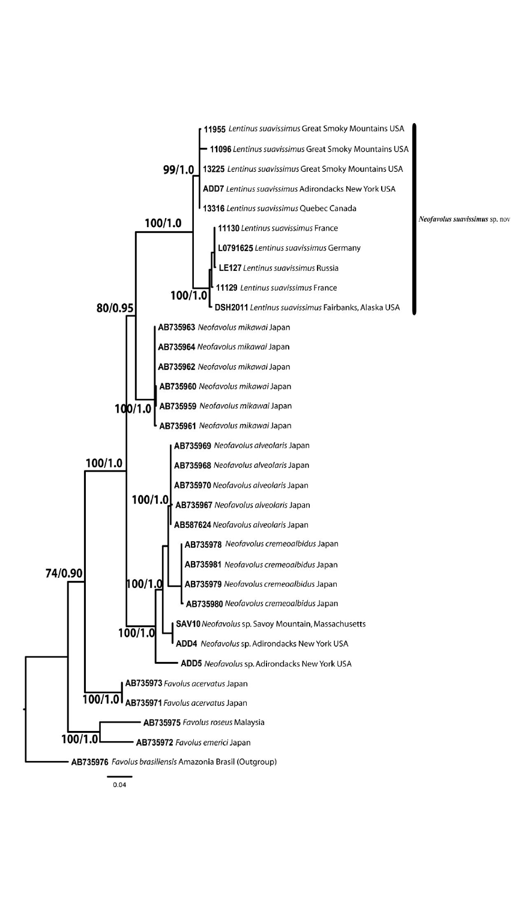11955 *Lentinus suavissimus* Great Smoky Mountains USA

11096 *Lentinus suavissimus* Great Smoky Mountains USA

13225 *Lentinus suavissimus* Great Smoky Mountains USA

ADD7 *Lentinus suavissimus* Adirondacks New York USA

13316 *Lentinus suavissimus* Quebec Canada

11130 *Lentinus suavissimus* France

L0791625 *Lentinus suavissimus* Germany

LE127 *Lentinus suavissimus* Russia

11129 *Lentinus suavissimus* France

DSH2011 *Lentinus suavissimus* Fairbanks, Alaska USA

***Neofavolus suavissimus*** **sp. nov**

AB735963 *Neofavolus mikawai* Japan

AB735964 *Neofavolus mikawai* Japan

AB735962 *Neofavolus mikawai* Japan

AB735960 *Neofavolus mikawai* Japan

AB735959 *Neofavolus mikawai* Japan

AB735961 *Neofavolus mikawai* Japan

AB735969 *Neofavolus alveolaris* Japan

AB735968 *Neofavolus alveolaris* Japan

AB735970 *Neofavolus alveolaris* Japan

AB735967 *Neofavolus alveolaris* Japan

AB587624 *Neofavolus alveolaris* Japan

AB735978 *Neofavolus cremeoalbidus* Japan

AB735981 *Neofavolus cremeoalbidus* Japan

AB735979 *Neofavolus cremeoalbidus* Japan

AB735980 *Neofavolus cremeoalbidus* Japan

SAV10 *Neofavolus* sp. Savoy Mountain, Massachusetts

ADD4 *Neofavolus* sp. Adirondacks New York USA

ADD5 *Neofavolus* sp. Adirondacks New York USA

AB735973 *Favolus acervatus* Japan

AB735971 *Favolus acervatus* Japan

AB735975 *Favolus roseus* Malaysia

AB735972 *Favolus emerici* Japan

AB735976 *Favolus brasiliensis* Amazonia Brasil (Outgroup)

Node support values: 99/1.0, 100/1.0, 100/1.0, 80/0.95, 100/1.0, 100/1.0, 100/1.0, 100/1.0, 100/1.0, 74/0.90, 100/1.0, 100/1.0

0.04